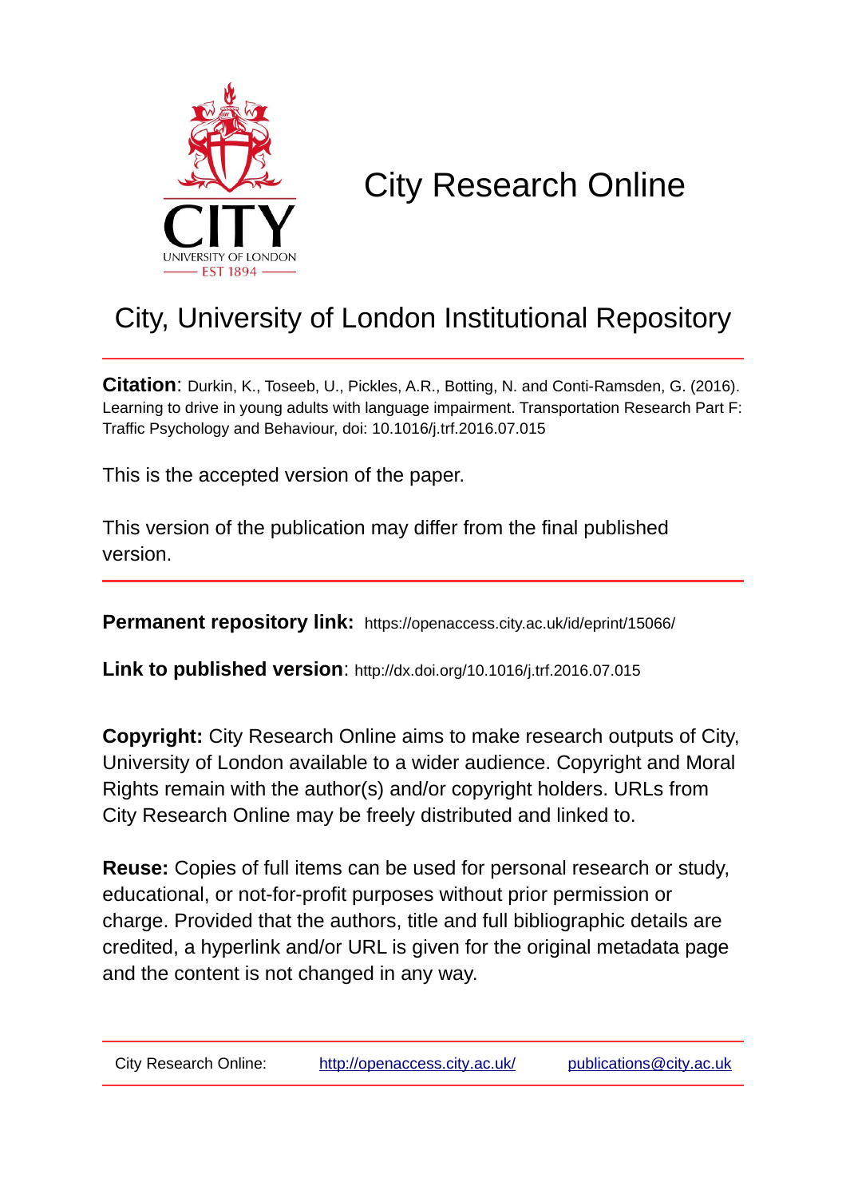# City Research Online

## City, University of London Institutional Repository

**Citation**: Durkin, K., Toseeb, U., Pickles, A.R., Botting, N. and Conti-Ramsden, G. (2016). Learning to drive in young adults with language impairment. Transportation Research Part F: Traffic Psychology and Behaviour, doi: 10.1016/j.trf.2016.07.015

This is the accepted version of the paper.

This version of the publication may differ from the final published version.

**Permanent repository link:** https://openaccess.city.ac.uk/id/eprint/15066/

**Link to published version**: http://dx.doi.org/10.1016/j.trf.2016.07.015

**Copyright:** City Research Online aims to make research outputs of City, University of London available to a wider audience. Copyright and Moral Rights remain with the author(s) and/or copyright holders. URLs from City Research Online may be freely distributed and linked to.

**Reuse:** Copies of full items can be used for personal research or study, educational, or not-for-profit purposes without prior permission or charge. Provided that the authors, title and full bibliographic details are credited, a hyperlink and/or URL is given for the original metadata page and the content is not changed in any way.

City Research Online: http://openaccess.city.ac.uk/ publications@city.ac.uk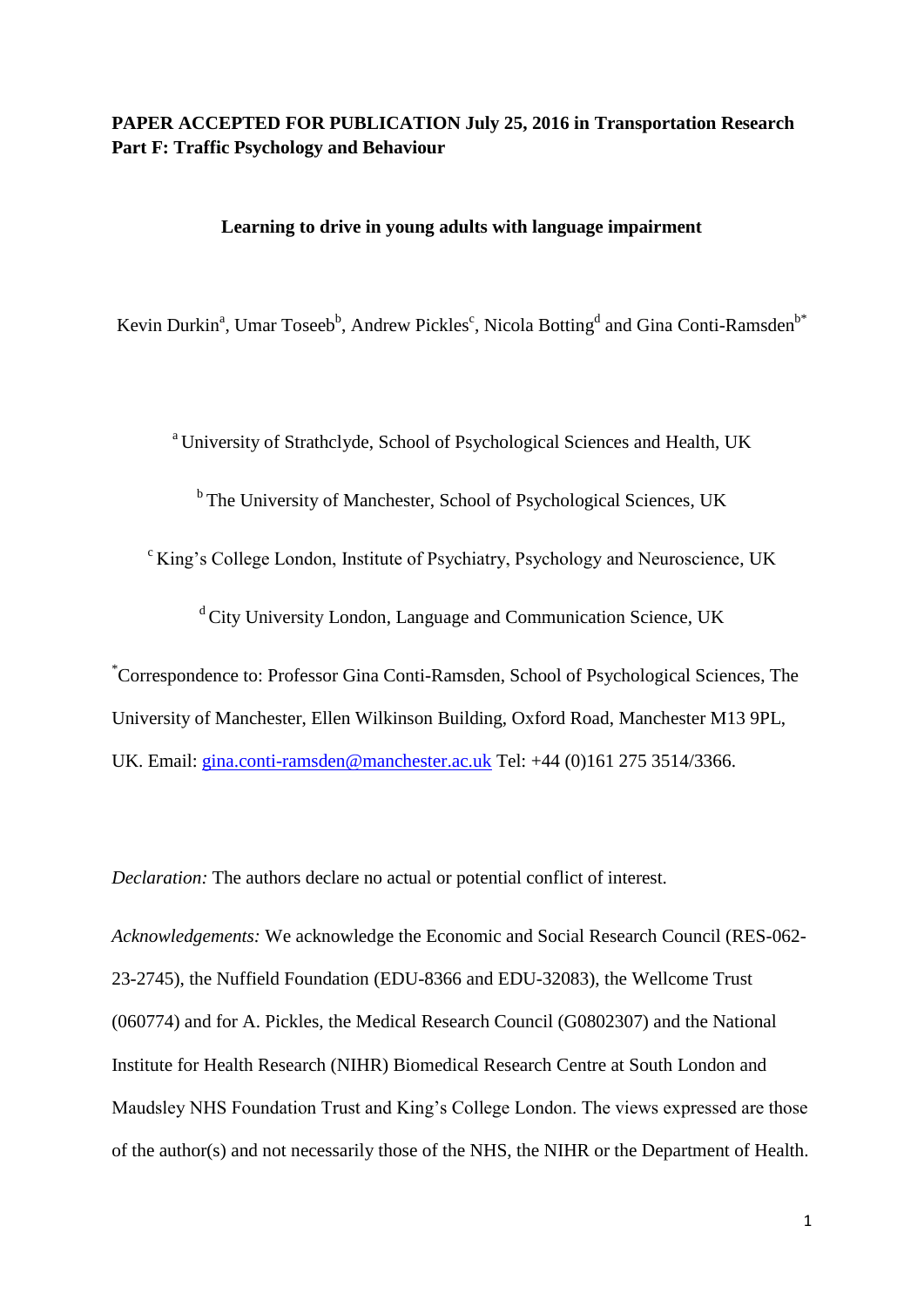**PAPER ACCEPTED FOR PUBLICATION July 25, 2016 in Transportation Research Part F: Traffic Psychology and Behaviour**

**Learning to drive in young adults with language impairment**

Kevin Durkin[a], Umar Toseeb[b], Andrew Pickles[c], Nicola Botting[d] and Gina Conti-Ramsden[b*]

[a] University of Strathclyde, School of Psychological Sciences and Health, UK

[b] The University of Manchester, School of Psychological Sciences, UK

[c] King's College London, Institute of Psychiatry, Psychology and Neuroscience, UK

[d] City University London, Language and Communication Science, UK

[*]Correspondence to: Professor Gina Conti-Ramsden, School of Psychological Sciences, The University of Manchester, Ellen Wilkinson Building, Oxford Road, Manchester M13 9PL, UK. Email: gina.conti-ramsden@manchester.ac.uk Tel: +44 (0)161 275 3514/3366.

*Declaration:* The authors declare no actual or potential conflict of interest.

*Acknowledgements:* We acknowledge the Economic and Social Research Council (RES-062-23-2745), the Nuffield Foundation (EDU-8366 and EDU-32083), the Wellcome Trust (060774) and for A. Pickles, the Medical Research Council (G0802307) and the National Institute for Health Research (NIHR) Biomedical Research Centre at South London and Maudsley NHS Foundation Trust and King's College London. The views expressed are those of the author(s) and not necessarily those of the NHS, the NIHR or the Department of Health.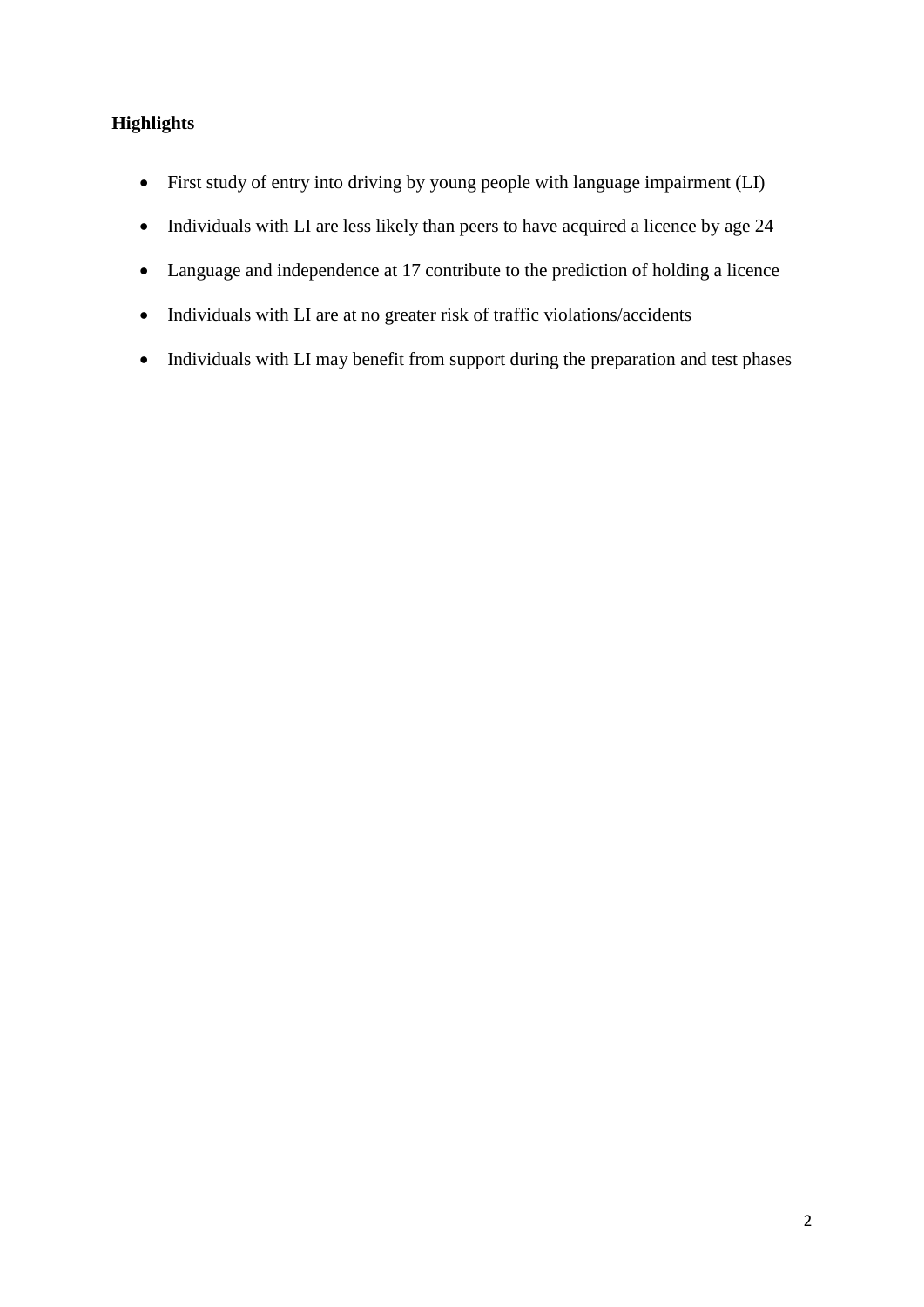**Highlights**

- First study of entry into driving by young people with language impairment (LI)
- Individuals with LI are less likely than peers to have acquired a licence by age 24
- Language and independence at 17 contribute to the prediction of holding a licence
- Individuals with LI are at no greater risk of traffic violations/accidents
- Individuals with LI may benefit from support during the preparation and test phases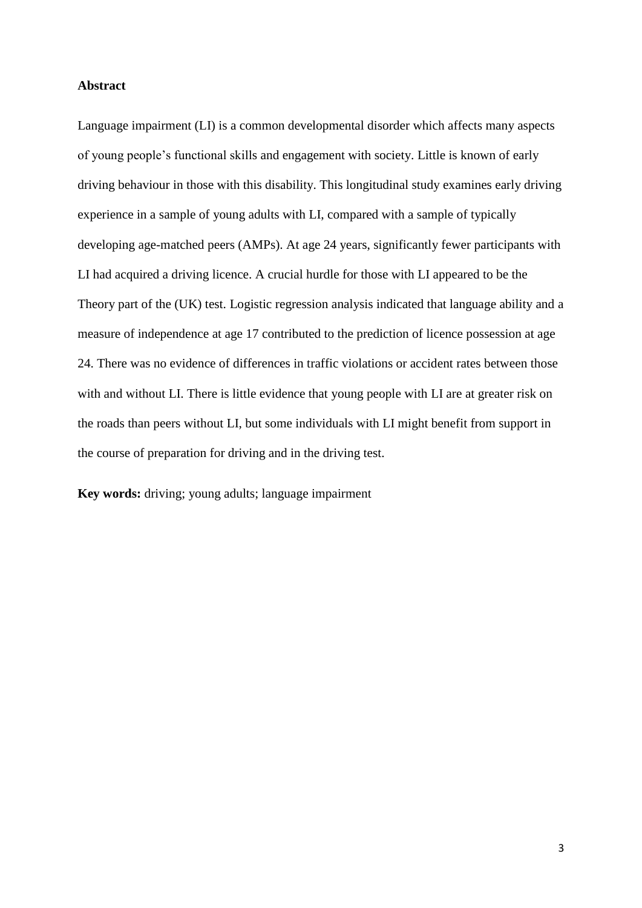**Abstract**

Language impairment (LI) is a common developmental disorder which affects many aspects of young people's functional skills and engagement with society. Little is known of early driving behaviour in those with this disability. This longitudinal study examines early driving experience in a sample of young adults with LI, compared with a sample of typically developing age-matched peers (AMPs). At age 24 years, significantly fewer participants with LI had acquired a driving licence. A crucial hurdle for those with LI appeared to be the Theory part of the (UK) test. Logistic regression analysis indicated that language ability and a measure of independence at age 17 contributed to the prediction of licence possession at age 24. There was no evidence of differences in traffic violations or accident rates between those with and without LI. There is little evidence that young people with LI are at greater risk on the roads than peers without LI, but some individuals with LI might benefit from support in the course of preparation for driving and in the driving test.

**Key words:** driving; young adults; language impairment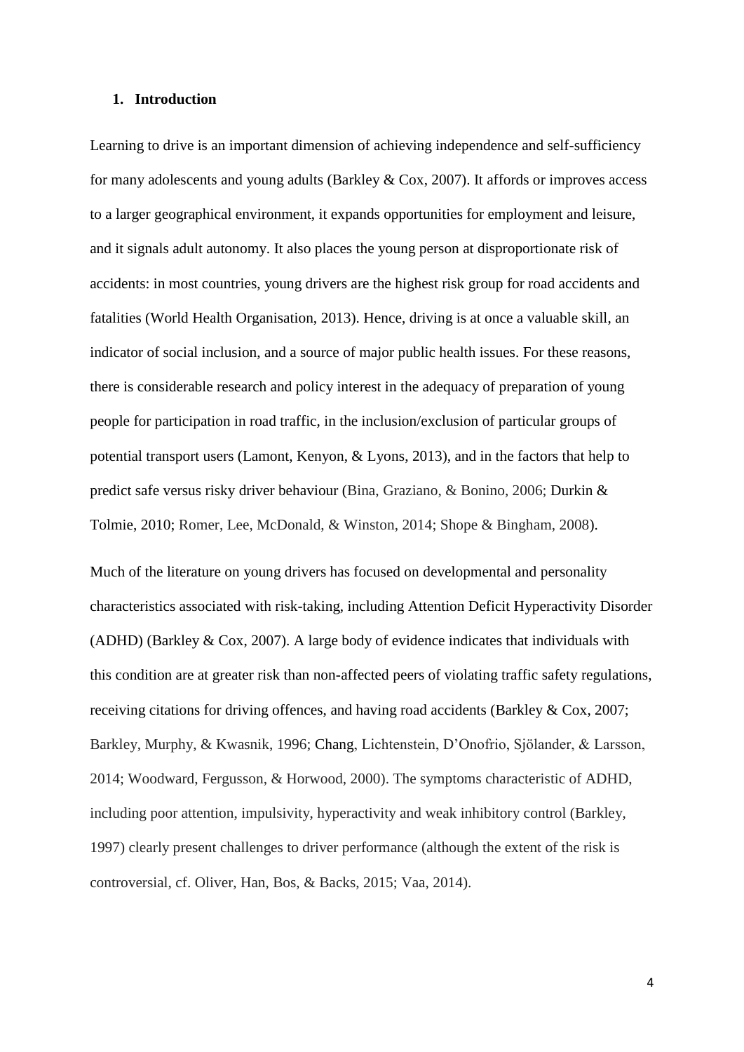## 1. Introduction

Learning to drive is an important dimension of achieving independence and self-sufficiency for many adolescents and young adults (Barkley & Cox, 2007). It affords or improves access to a larger geographical environment, it expands opportunities for employment and leisure, and it signals adult autonomy. It also places the young person at disproportionate risk of accidents: in most countries, young drivers are the highest risk group for road accidents and fatalities (World Health Organisation, 2013). Hence, driving is at once a valuable skill, an indicator of social inclusion, and a source of major public health issues. For these reasons, there is considerable research and policy interest in the adequacy of preparation of young people for participation in road traffic, in the inclusion/exclusion of particular groups of potential transport users (Lamont, Kenyon, & Lyons, 2013), and in the factors that help to predict safe versus risky driver behaviour (Bina, Graziano, & Bonino, 2006; Durkin & Tolmie, 2010; Romer, Lee, McDonald, & Winston, 2014; Shope & Bingham, 2008).

Much of the literature on young drivers has focused on developmental and personality characteristics associated with risk-taking, including Attention Deficit Hyperactivity Disorder (ADHD) (Barkley & Cox, 2007). A large body of evidence indicates that individuals with this condition are at greater risk than non-affected peers of violating traffic safety regulations, receiving citations for driving offences, and having road accidents (Barkley & Cox, 2007; Barkley, Murphy, & Kwasnik, 1996; Chang, Lichtenstein, D'Onofrio, Sjölander, & Larsson, 2014; Woodward, Fergusson, & Horwood, 2000). The symptoms characteristic of ADHD, including poor attention, impulsivity, hyperactivity and weak inhibitory control (Barkley, 1997) clearly present challenges to driver performance (although the extent of the risk is controversial, cf. Oliver, Han, Bos, & Backs, 2015; Vaa, 2014).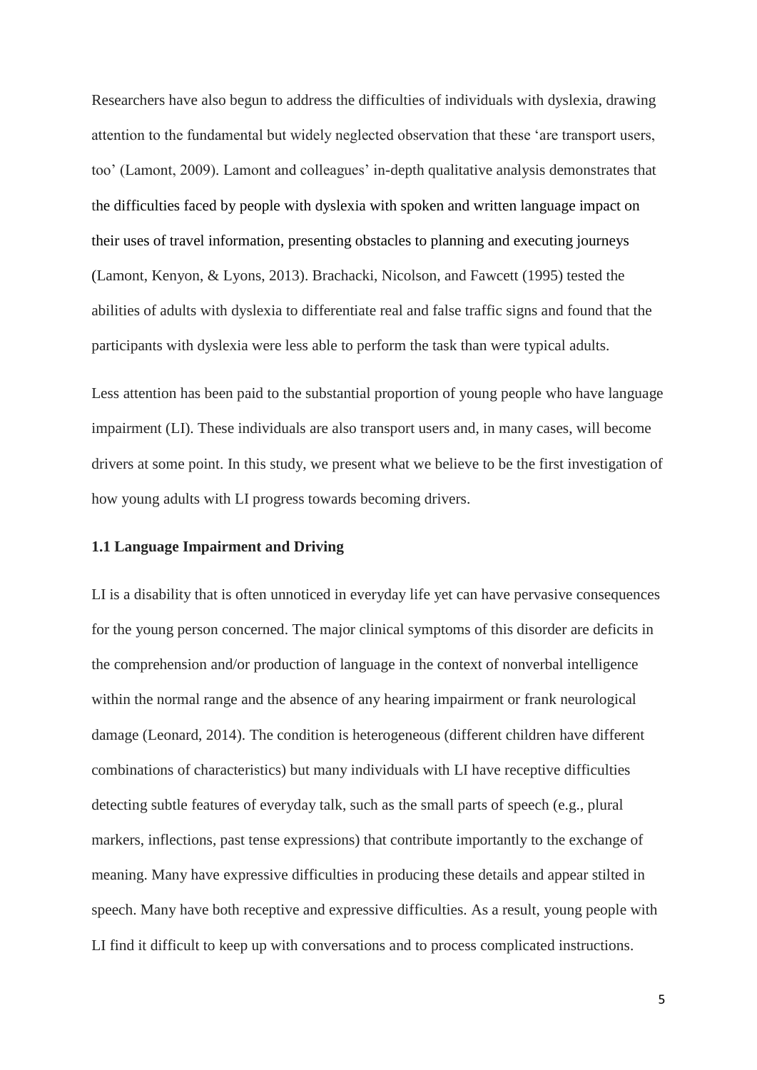Researchers have also begun to address the difficulties of individuals with dyslexia, drawing attention to the fundamental but widely neglected observation that these 'are transport users, too' (Lamont, 2009). Lamont and colleagues' in-depth qualitative analysis demonstrates that the difficulties faced by people with dyslexia with spoken and written language impact on their uses of travel information, presenting obstacles to planning and executing journeys (Lamont, Kenyon, & Lyons, 2013). Brachacki, Nicolson, and Fawcett (1995) tested the abilities of adults with dyslexia to differentiate real and false traffic signs and found that the participants with dyslexia were less able to perform the task than were typical adults.

Less attention has been paid to the substantial proportion of young people who have language impairment (LI). These individuals are also transport users and, in many cases, will become drivers at some point. In this study, we present what we believe to be the first investigation of how young adults with LI progress towards becoming drivers.

### 1.1 Language Impairment and Driving

LI is a disability that is often unnoticed in everyday life yet can have pervasive consequences for the young person concerned. The major clinical symptoms of this disorder are deficits in the comprehension and/or production of language in the context of nonverbal intelligence within the normal range and the absence of any hearing impairment or frank neurological damage (Leonard, 2014). The condition is heterogeneous (different children have different combinations of characteristics) but many individuals with LI have receptive difficulties detecting subtle features of everyday talk, such as the small parts of speech (e.g., plural markers, inflections, past tense expressions) that contribute importantly to the exchange of meaning. Many have expressive difficulties in producing these details and appear stilted in speech. Many have both receptive and expressive difficulties. As a result, young people with LI find it difficult to keep up with conversations and to process complicated instructions.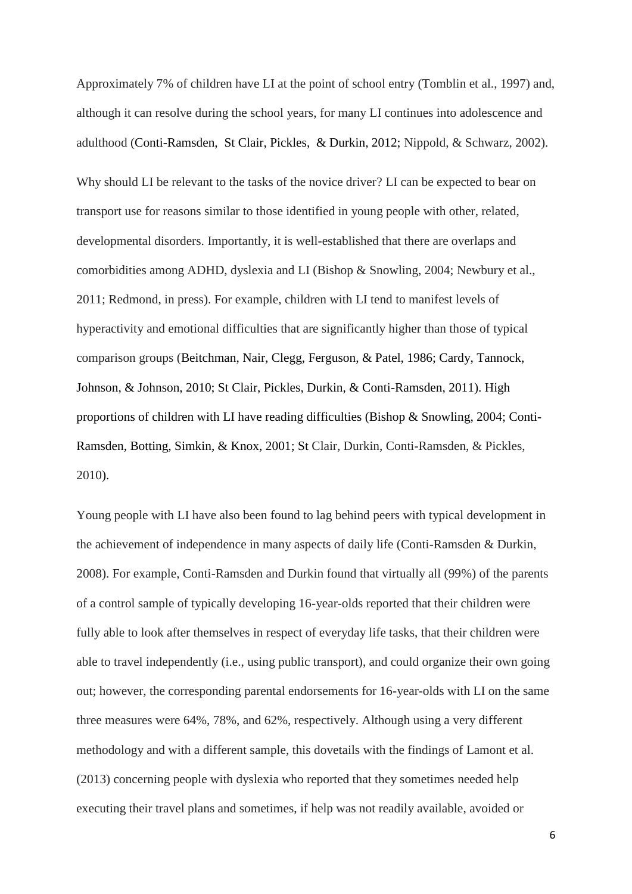Approximately 7% of children have LI at the point of school entry (Tomblin et al., 1997) and, although it can resolve during the school years, for many LI continues into adolescence and adulthood (Conti-Ramsden, St Clair, Pickles, & Durkin, 2012; Nippold, & Schwarz, 2002).

Why should LI be relevant to the tasks of the novice driver? LI can be expected to bear on transport use for reasons similar to those identified in young people with other, related, developmental disorders. Importantly, it is well-established that there are overlaps and comorbidities among ADHD, dyslexia and LI (Bishop & Snowling, 2004; Newbury et al., 2011; Redmond, in press). For example, children with LI tend to manifest levels of hyperactivity and emotional difficulties that are significantly higher than those of typical comparison groups (Beitchman, Nair, Clegg, Ferguson, & Patel, 1986; Cardy, Tannock, Johnson, & Johnson, 2010; St Clair, Pickles, Durkin, & Conti-Ramsden, 2011). High proportions of children with LI have reading difficulties (Bishop & Snowling, 2004; Conti-Ramsden, Botting, Simkin, & Knox, 2001; St Clair, Durkin, Conti-Ramsden, & Pickles, 2010).

Young people with LI have also been found to lag behind peers with typical development in the achievement of independence in many aspects of daily life (Conti-Ramsden & Durkin, 2008). For example, Conti-Ramsden and Durkin found that virtually all (99%) of the parents of a control sample of typically developing 16-year-olds reported that their children were fully able to look after themselves in respect of everyday life tasks, that their children were able to travel independently (i.e., using public transport), and could organize their own going out; however, the corresponding parental endorsements for 16-year-olds with LI on the same three measures were 64%, 78%, and 62%, respectively. Although using a very different methodology and with a different sample, this dovetails with the findings of Lamont et al. (2013) concerning people with dyslexia who reported that they sometimes needed help executing their travel plans and sometimes, if help was not readily available, avoided or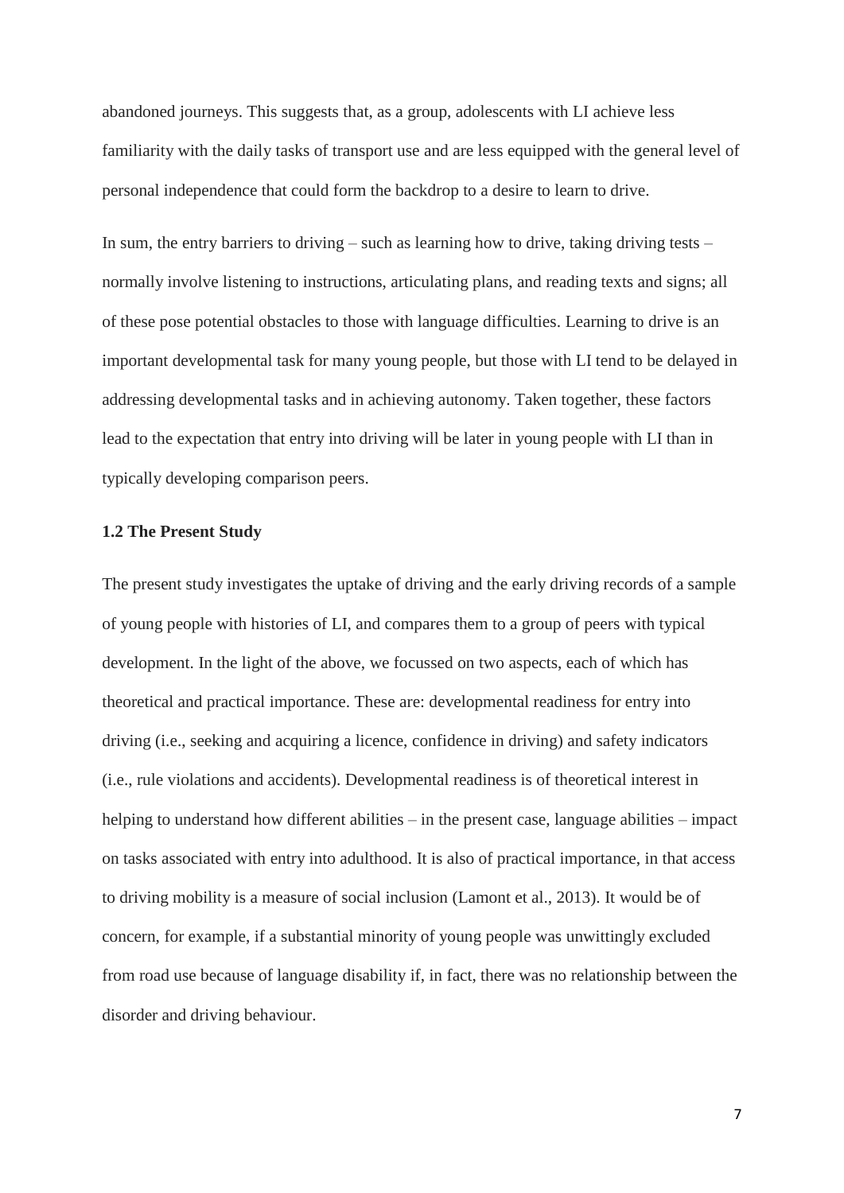abandoned journeys. This suggests that, as a group, adolescents with LI achieve less familiarity with the daily tasks of transport use and are less equipped with the general level of personal independence that could form the backdrop to a desire to learn to drive.

In sum, the entry barriers to driving – such as learning how to drive, taking driving tests – normally involve listening to instructions, articulating plans, and reading texts and signs; all of these pose potential obstacles to those with language difficulties. Learning to drive is an important developmental task for many young people, but those with LI tend to be delayed in addressing developmental tasks and in achieving autonomy. Taken together, these factors lead to the expectation that entry into driving will be later in young people with LI than in typically developing comparison peers.

### 1.2 The Present Study

The present study investigates the uptake of driving and the early driving records of a sample of young people with histories of LI, and compares them to a group of peers with typical development. In the light of the above, we focussed on two aspects, each of which has theoretical and practical importance. These are: developmental readiness for entry into driving (i.e., seeking and acquiring a licence, confidence in driving) and safety indicators (i.e., rule violations and accidents). Developmental readiness is of theoretical interest in helping to understand how different abilities – in the present case, language abilities – impact on tasks associated with entry into adulthood. It is also of practical importance, in that access to driving mobility is a measure of social inclusion (Lamont et al., 2013). It would be of concern, for example, if a substantial minority of young people was unwittingly excluded from road use because of language disability if, in fact, there was no relationship between the disorder and driving behaviour.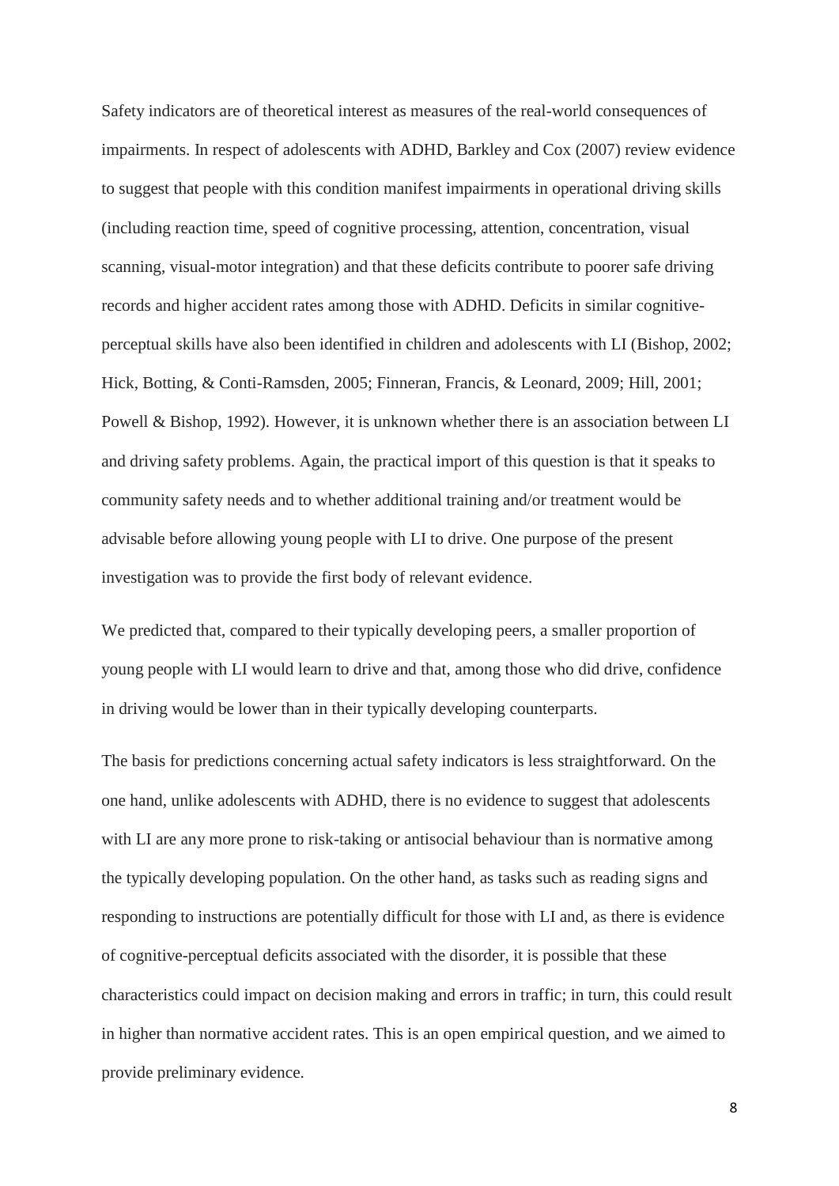Safety indicators are of theoretical interest as measures of the real-world consequences of impairments. In respect of adolescents with ADHD, Barkley and Cox (2007) review evidence to suggest that people with this condition manifest impairments in operational driving skills (including reaction time, speed of cognitive processing, attention, concentration, visual scanning, visual-motor integration) and that these deficits contribute to poorer safe driving records and higher accident rates among those with ADHD. Deficits in similar cognitive-perceptual skills have also been identified in children and adolescents with LI (Bishop, 2002; Hick, Botting, & Conti-Ramsden, 2005; Finneran, Francis, & Leonard, 2009; Hill, 2001; Powell & Bishop, 1992). However, it is unknown whether there is an association between LI and driving safety problems. Again, the practical import of this question is that it speaks to community safety needs and to whether additional training and/or treatment would be advisable before allowing young people with LI to drive. One purpose of the present investigation was to provide the first body of relevant evidence.

We predicted that, compared to their typically developing peers, a smaller proportion of young people with LI would learn to drive and that, among those who did drive, confidence in driving would be lower than in their typically developing counterparts.

The basis for predictions concerning actual safety indicators is less straightforward. On the one hand, unlike adolescents with ADHD, there is no evidence to suggest that adolescents with LI are any more prone to risk-taking or antisocial behaviour than is normative among the typically developing population. On the other hand, as tasks such as reading signs and responding to instructions are potentially difficult for those with LI and, as there is evidence of cognitive-perceptual deficits associated with the disorder, it is possible that these characteristics could impact on decision making and errors in traffic; in turn, this could result in higher than normative accident rates. This is an open empirical question, and we aimed to provide preliminary evidence.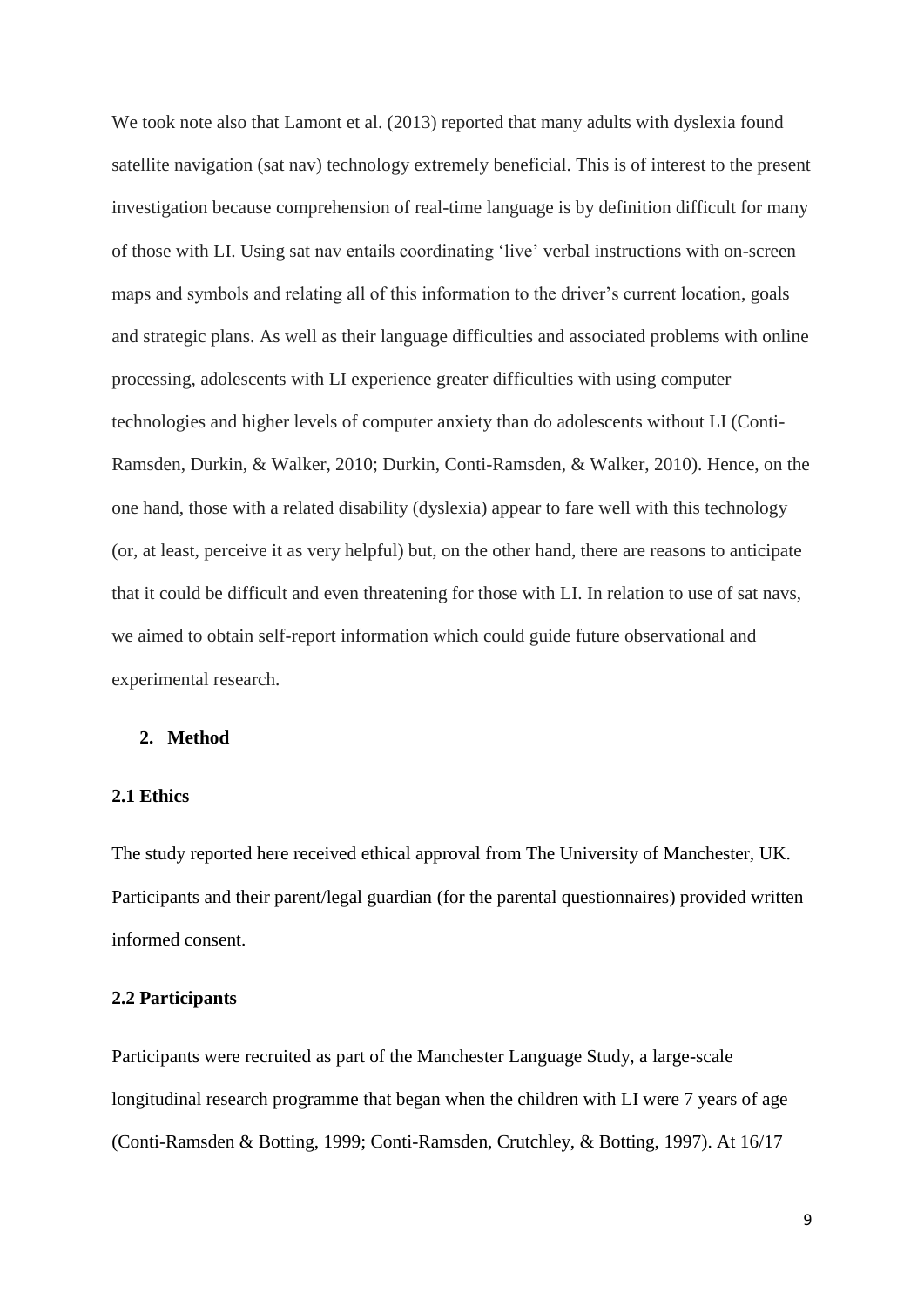We took note also that Lamont et al. (2013) reported that many adults with dyslexia found satellite navigation (sat nav) technology extremely beneficial. This is of interest to the present investigation because comprehension of real-time language is by definition difficult for many of those with LI. Using sat nav entails coordinating 'live' verbal instructions with on-screen maps and symbols and relating all of this information to the driver's current location, goals and strategic plans. As well as their language difficulties and associated problems with online processing, adolescents with LI experience greater difficulties with using computer technologies and higher levels of computer anxiety than do adolescents without LI (Conti-Ramsden, Durkin, & Walker, 2010; Durkin, Conti-Ramsden, & Walker, 2010). Hence, on the one hand, those with a related disability (dyslexia) appear to fare well with this technology (or, at least, perceive it as very helpful) but, on the other hand, there are reasons to anticipate that it could be difficult and even threatening for those with LI. In relation to use of sat navs, we aimed to obtain self-report information which could guide future observational and experimental research.

## 2. Method

### 2.1 Ethics

The study reported here received ethical approval from The University of Manchester, UK. Participants and their parent/legal guardian (for the parental questionnaires) provided written informed consent.

### 2.2 Participants

Participants were recruited as part of the Manchester Language Study, a large-scale longitudinal research programme that began when the children with LI were 7 years of age (Conti-Ramsden & Botting, 1999; Conti-Ramsden, Crutchley, & Botting, 1997). At 16/17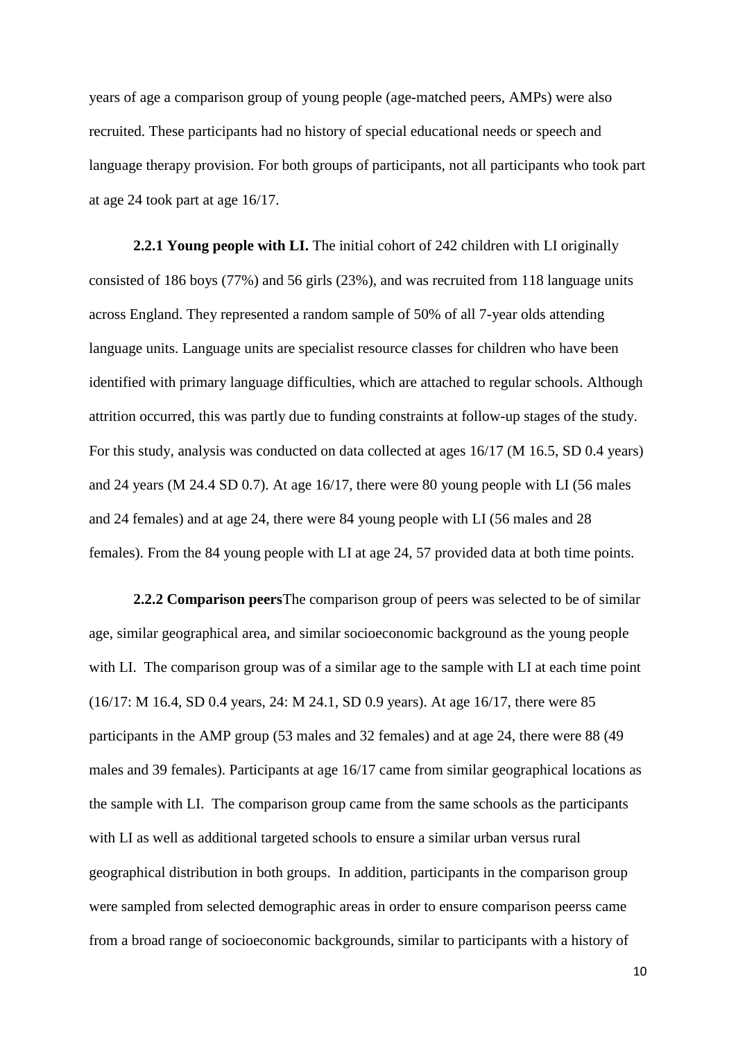years of age a comparison group of young people (age-matched peers, AMPs) were also recruited. These participants had no history of special educational needs or speech and language therapy provision. For both groups of participants, not all participants who took part at age 24 took part at age 16/17.

**2.2.1 Young people with LI.** The initial cohort of 242 children with LI originally consisted of 186 boys (77%) and 56 girls (23%), and was recruited from 118 language units across England. They represented a random sample of 50% of all 7-year olds attending language units. Language units are specialist resource classes for children who have been identified with primary language difficulties, which are attached to regular schools. Although attrition occurred, this was partly due to funding constraints at follow-up stages of the study. For this study, analysis was conducted on data collected at ages 16/17 (M 16.5, SD 0.4 years) and 24 years (M 24.4 SD 0.7). At age 16/17, there were 80 young people with LI (56 males and 24 females) and at age 24, there were 84 young people with LI (56 males and 28 females). From the 84 young people with LI at age 24, 57 provided data at both time points.

**2.2.2 Comparison peers**The comparison group of peers was selected to be of similar age, similar geographical area, and similar socioeconomic background as the young people with LI. The comparison group was of a similar age to the sample with LI at each time point (16/17: M 16.4, SD 0.4 years, 24: M 24.1, SD 0.9 years). At age 16/17, there were 85 participants in the AMP group (53 males and 32 females) and at age 24, there were 88 (49 males and 39 females). Participants at age 16/17 came from similar geographical locations as the sample with LI. The comparison group came from the same schools as the participants with LI as well as additional targeted schools to ensure a similar urban versus rural geographical distribution in both groups. In addition, participants in the comparison group were sampled from selected demographic areas in order to ensure comparison peerss came from a broad range of socioeconomic backgrounds, similar to participants with a history of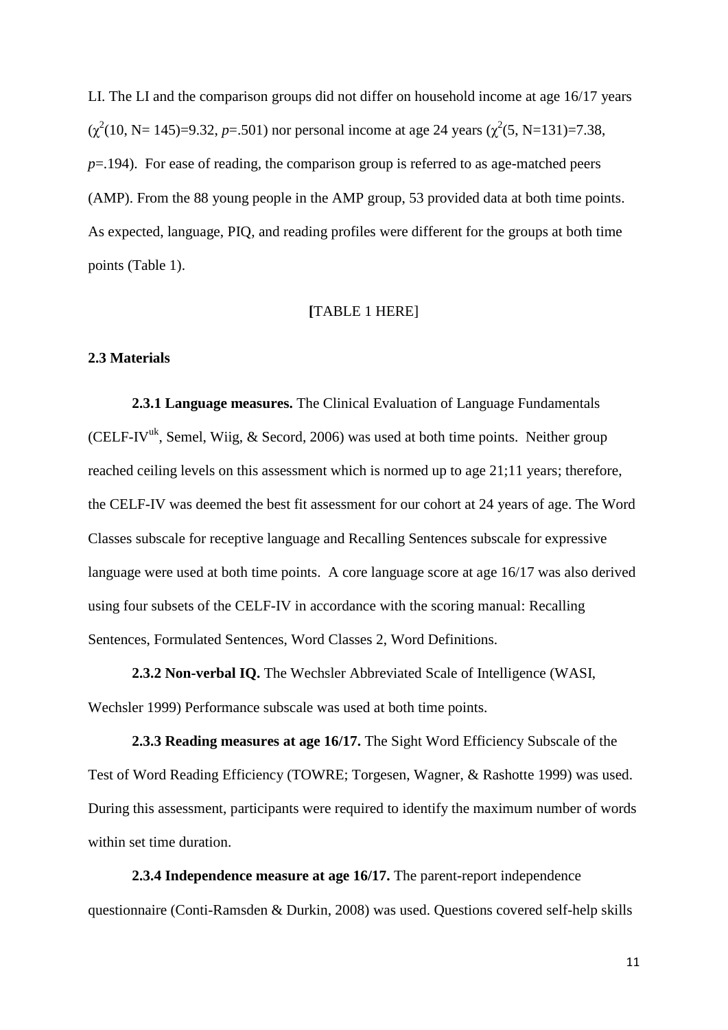LI. The LI and the comparison groups did not differ on household income at age 16/17 years ($\chi^2$(10, N= 145)=9.32, $p$=.501) nor personal income at age 24 years ($\chi^2$(5, N=131)=7.38, $p$=.194). For ease of reading, the comparison group is referred to as age-matched peers (AMP). From the 88 young people in the AMP group, 53 provided data at both time points. As expected, language, PIQ, and reading profiles were different for the groups at both time points (Table 1).

[TABLE 1 HERE]

**2.3 Materials**

**2.3.1 Language measures.** The Clinical Evaluation of Language Fundamentals (CELF-IV$^{uk}$, Semel, Wiig, & Secord, 2006) was used at both time points. Neither group reached ceiling levels on this assessment which is normed up to age 21;11 years; therefore, the CELF-IV was deemed the best fit assessment for our cohort at 24 years of age. The Word Classes subscale for receptive language and Recalling Sentences subscale for expressive language were used at both time points. A core language score at age 16/17 was also derived using four subsets of the CELF-IV in accordance with the scoring manual: Recalling Sentences, Formulated Sentences, Word Classes 2, Word Definitions.

**2.3.2 Non-verbal IQ.** The Wechsler Abbreviated Scale of Intelligence (WASI, Wechsler 1999) Performance subscale was used at both time points.

**2.3.3 Reading measures at age 16/17.** The Sight Word Efficiency Subscale of the Test of Word Reading Efficiency (TOWRE; Torgesen, Wagner, & Rashotte 1999) was used. During this assessment, participants were required to identify the maximum number of words within set time duration.

**2.3.4 Independence measure at age 16/17.** The parent-report independence questionnaire (Conti-Ramsden & Durkin, 2008) was used. Questions covered self-help skills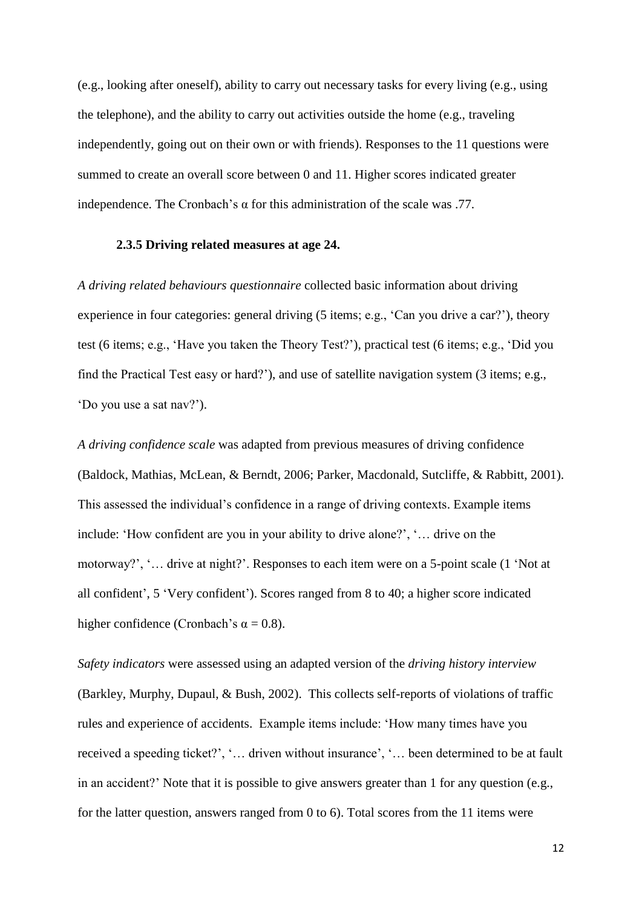(e.g., looking after oneself), ability to carry out necessary tasks for every living (e.g., using the telephone), and the ability to carry out activities outside the home (e.g., traveling independently, going out on their own or with friends). Responses to the 11 questions were summed to create an overall score between 0 and 11. Higher scores indicated greater independence. The Cronbach's α for this administration of the scale was .77.

### 2.3.5 Driving related measures at age 24.

*A driving related behaviours questionnaire* collected basic information about driving experience in four categories: general driving (5 items; e.g., 'Can you drive a car?'), theory test (6 items; e.g., 'Have you taken the Theory Test?'), practical test (6 items; e.g., 'Did you find the Practical Test easy or hard?'), and use of satellite navigation system (3 items; e.g., 'Do you use a sat nav?').

*A driving confidence scale* was adapted from previous measures of driving confidence (Baldock, Mathias, McLean, & Berndt, 2006; Parker, Macdonald, Sutcliffe, & Rabbitt, 2001). This assessed the individual's confidence in a range of driving contexts. Example items include: 'How confident are you in your ability to drive alone?', '… drive on the motorway?', '… drive at night?'. Responses to each item were on a 5-point scale (1 'Not at all confident', 5 'Very confident'). Scores ranged from 8 to 40; a higher score indicated higher confidence (Cronbach's $\alpha = 0.8$).

*Safety indicators* were assessed using an adapted version of the *driving history interview* (Barkley, Murphy, Dupaul, & Bush, 2002). This collects self-reports of violations of traffic rules and experience of accidents. Example items include: 'How many times have you received a speeding ticket?', '… driven without insurance', '… been determined to be at fault in an accident?' Note that it is possible to give answers greater than 1 for any question (e.g., for the latter question, answers ranged from 0 to 6). Total scores from the 11 items were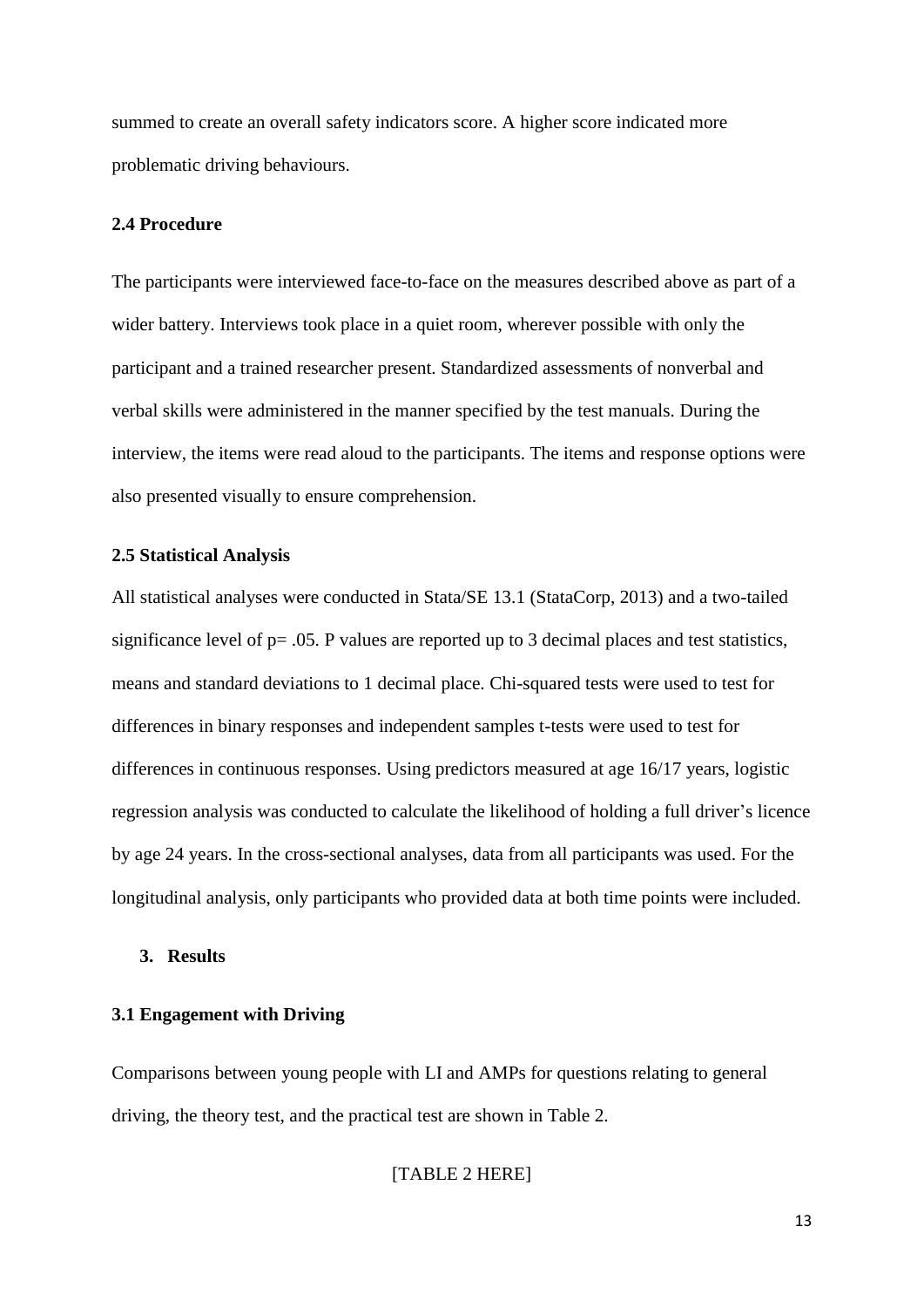summed to create an overall safety indicators score. A higher score indicated more problematic driving behaviours.

### 2.4 Procedure

The participants were interviewed face-to-face on the measures described above as part of a wider battery. Interviews took place in a quiet room, wherever possible with only the participant and a trained researcher present. Standardized assessments of nonverbal and verbal skills were administered in the manner specified by the test manuals. During the interview, the items were read aloud to the participants. The items and response options were also presented visually to ensure comprehension.

### 2.5 Statistical Analysis

All statistical analyses were conducted in Stata/SE 13.1 (StataCorp, 2013) and a two-tailed significance level of $p = .05$. P values are reported up to 3 decimal places and test statistics, means and standard deviations to 1 decimal place. Chi-squared tests were used to test for differences in binary responses and independent samples t-tests were used to test for differences in continuous responses. Using predictors measured at age 16/17 years, logistic regression analysis was conducted to calculate the likelihood of holding a full driver's licence by age 24 years. In the cross-sectional analyses, data from all participants was used. For the longitudinal analysis, only participants who provided data at both time points were included.

## 3. Results

### 3.1 Engagement with Driving

Comparisons between young people with LI and AMPs for questions relating to general driving, the theory test, and the practical test are shown in Table 2.

[TABLE 2 HERE]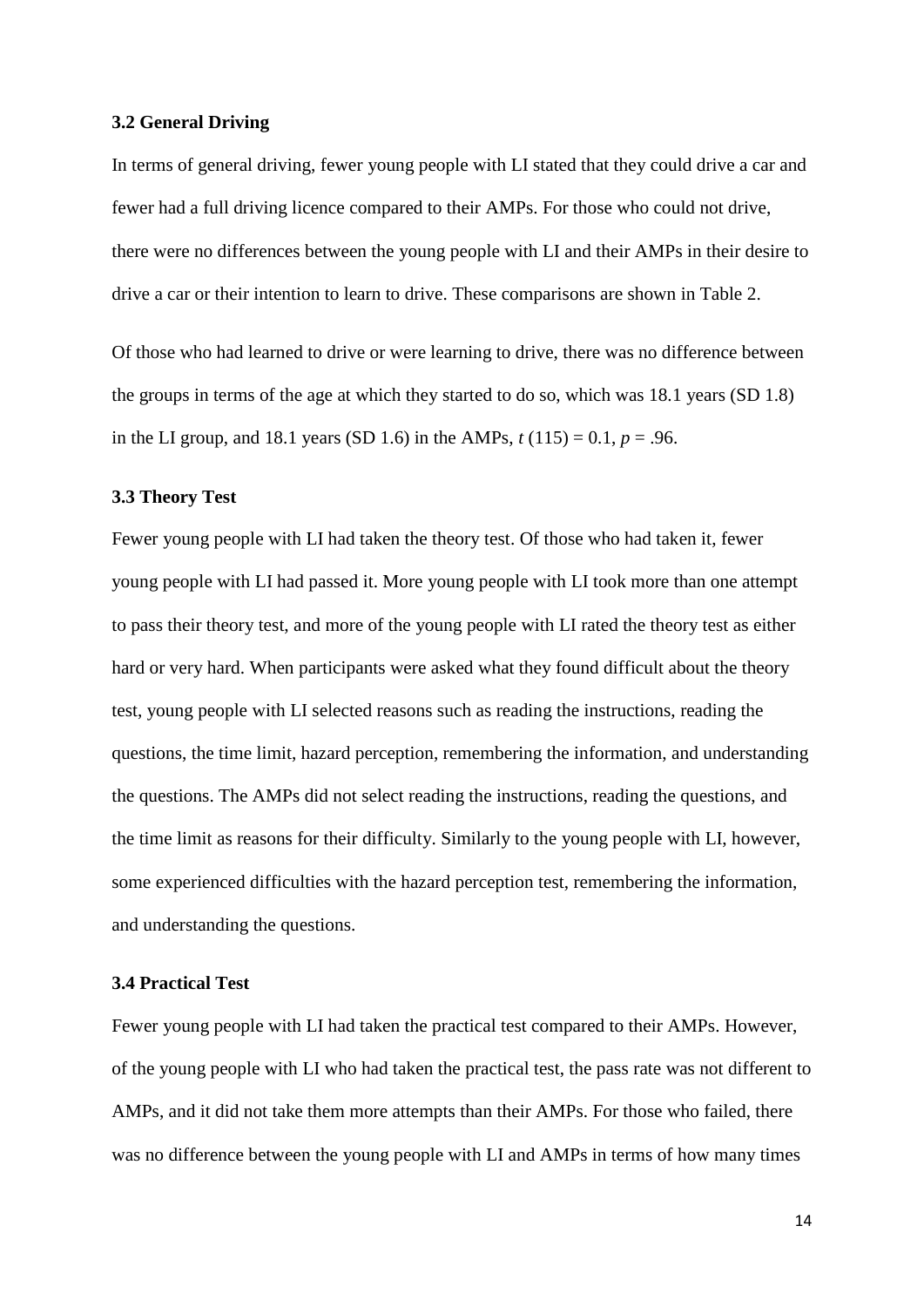### 3.2 General Driving

In terms of general driving, fewer young people with LI stated that they could drive a car and fewer had a full driving licence compared to their AMPs. For those who could not drive, there were no differences between the young people with LI and their AMPs in their desire to drive a car or their intention to learn to drive. These comparisons are shown in Table 2.

Of those who had learned to drive or were learning to drive, there was no difference between the groups in terms of the age at which they started to do so, which was 18.1 years (SD 1.8) in the LI group, and 18.1 years (SD 1.6) in the AMPs, $t$ (115) = 0.1, $p$ = .96.

### 3.3 Theory Test

Fewer young people with LI had taken the theory test. Of those who had taken it, fewer young people with LI had passed it. More young people with LI took more than one attempt to pass their theory test, and more of the young people with LI rated the theory test as either hard or very hard. When participants were asked what they found difficult about the theory test, young people with LI selected reasons such as reading the instructions, reading the questions, the time limit, hazard perception, remembering the information, and understanding the questions. The AMPs did not select reading the instructions, reading the questions, and the time limit as reasons for their difficulty. Similarly to the young people with LI, however, some experienced difficulties with the hazard perception test, remembering the information, and understanding the questions.

### 3.4 Practical Test

Fewer young people with LI had taken the practical test compared to their AMPs. However, of the young people with LI who had taken the practical test, the pass rate was not different to AMPs, and it did not take them more attempts than their AMPs. For those who failed, there was no difference between the young people with LI and AMPs in terms of how many times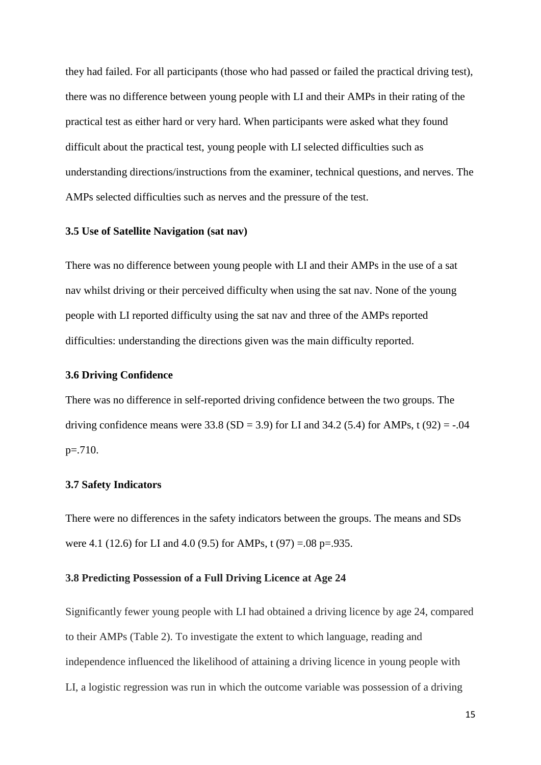they had failed. For all participants (those who had passed or failed the practical driving test), there was no difference between young people with LI and their AMPs in their rating of the practical test as either hard or very hard. When participants were asked what they found difficult about the practical test, young people with LI selected difficulties such as understanding directions/instructions from the examiner, technical questions, and nerves. The AMPs selected difficulties such as nerves and the pressure of the test.

### 3.5 Use of Satellite Navigation (sat nav)

There was no difference between young people with LI and their AMPs in the use of a sat nav whilst driving or their perceived difficulty when using the sat nav. None of the young people with LI reported difficulty using the sat nav and three of the AMPs reported difficulties: understanding the directions given was the main difficulty reported.

### 3.6 Driving Confidence

There was no difference in self-reported driving confidence between the two groups. The driving confidence means were 33.8 ($SD = 3.9$) for LI and 34.2 (5.4) for AMPs, $t(92) = -.04$ $p=.710$.

### 3.7 Safety Indicators

There were no differences in the safety indicators between the groups. The means and SDs were 4.1 (12.6) for LI and 4.0 (9.5) for AMPs, $t(97) = .08$ $p=.935$.

### 3.8 Predicting Possession of a Full Driving Licence at Age 24

Significantly fewer young people with LI had obtained a driving licence by age 24, compared to their AMPs (Table 2). To investigate the extent to which language, reading and independence influenced the likelihood of attaining a driving licence in young people with LI, a logistic regression was run in which the outcome variable was possession of a driving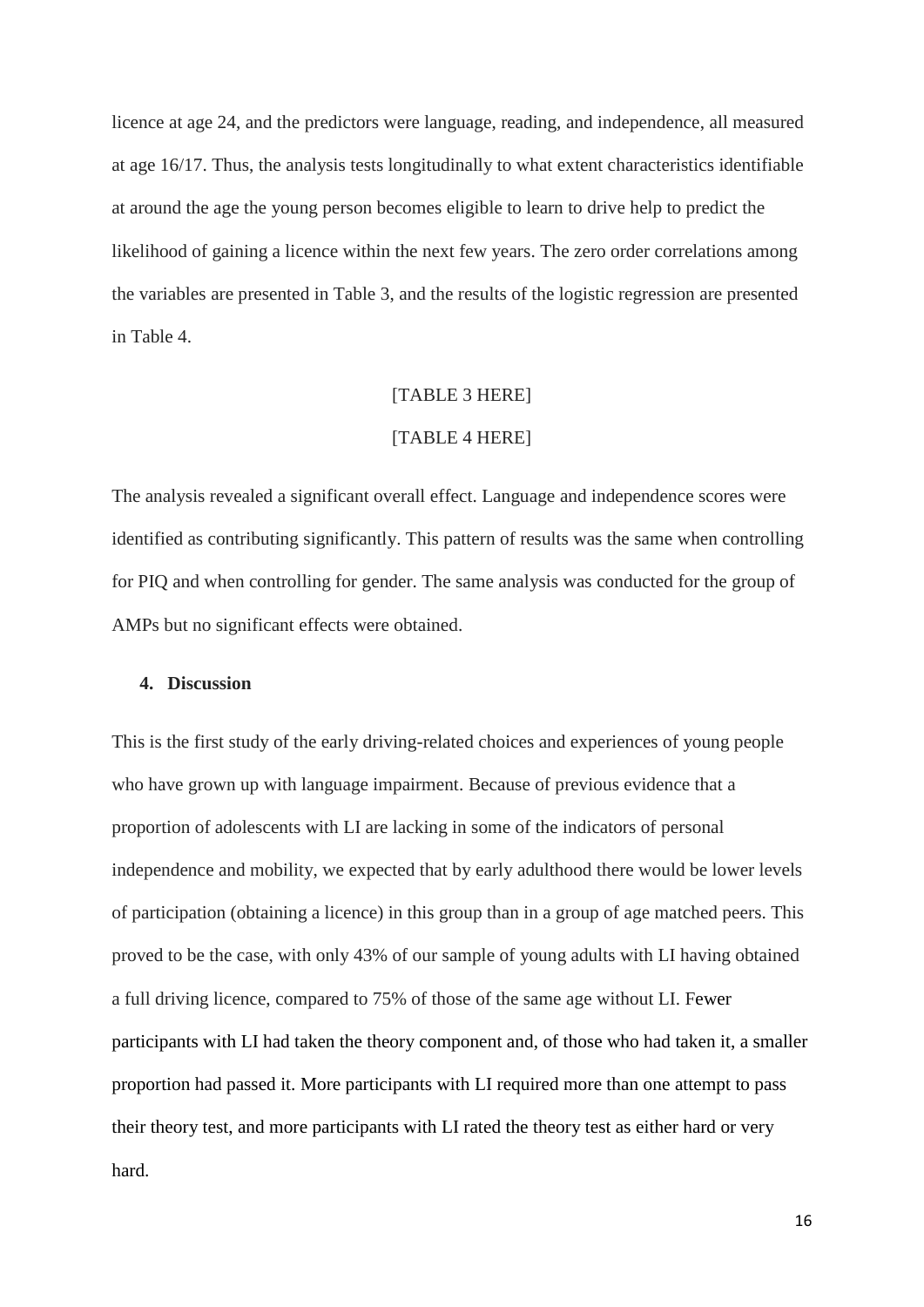licence at age 24, and the predictors were language, reading, and independence, all measured at age 16/17. Thus, the analysis tests longitudinally to what extent characteristics identifiable at around the age the young person becomes eligible to learn to drive help to predict the likelihood of gaining a licence within the next few years. The zero order correlations among the variables are presented in Table 3, and the results of the logistic regression are presented in Table 4.

[TABLE 3 HERE]

[TABLE 4 HERE]

The analysis revealed a significant overall effect. Language and independence scores were identified as contributing significantly. This pattern of results was the same when controlling for PIQ and when controlling for gender. The same analysis was conducted for the group of AMPs but no significant effects were obtained.

## 4. Discussion

This is the first study of the early driving-related choices and experiences of young people who have grown up with language impairment. Because of previous evidence that a proportion of adolescents with LI are lacking in some of the indicators of personal independence and mobility, we expected that by early adulthood there would be lower levels of participation (obtaining a licence) in this group than in a group of age matched peers. This proved to be the case, with only 43% of our sample of young adults with LI having obtained a full driving licence, compared to 75% of those of the same age without LI. Fewer participants with LI had taken the theory component and, of those who had taken it, a smaller proportion had passed it. More participants with LI required more than one attempt to pass their theory test, and more participants with LI rated the theory test as either hard or very hard.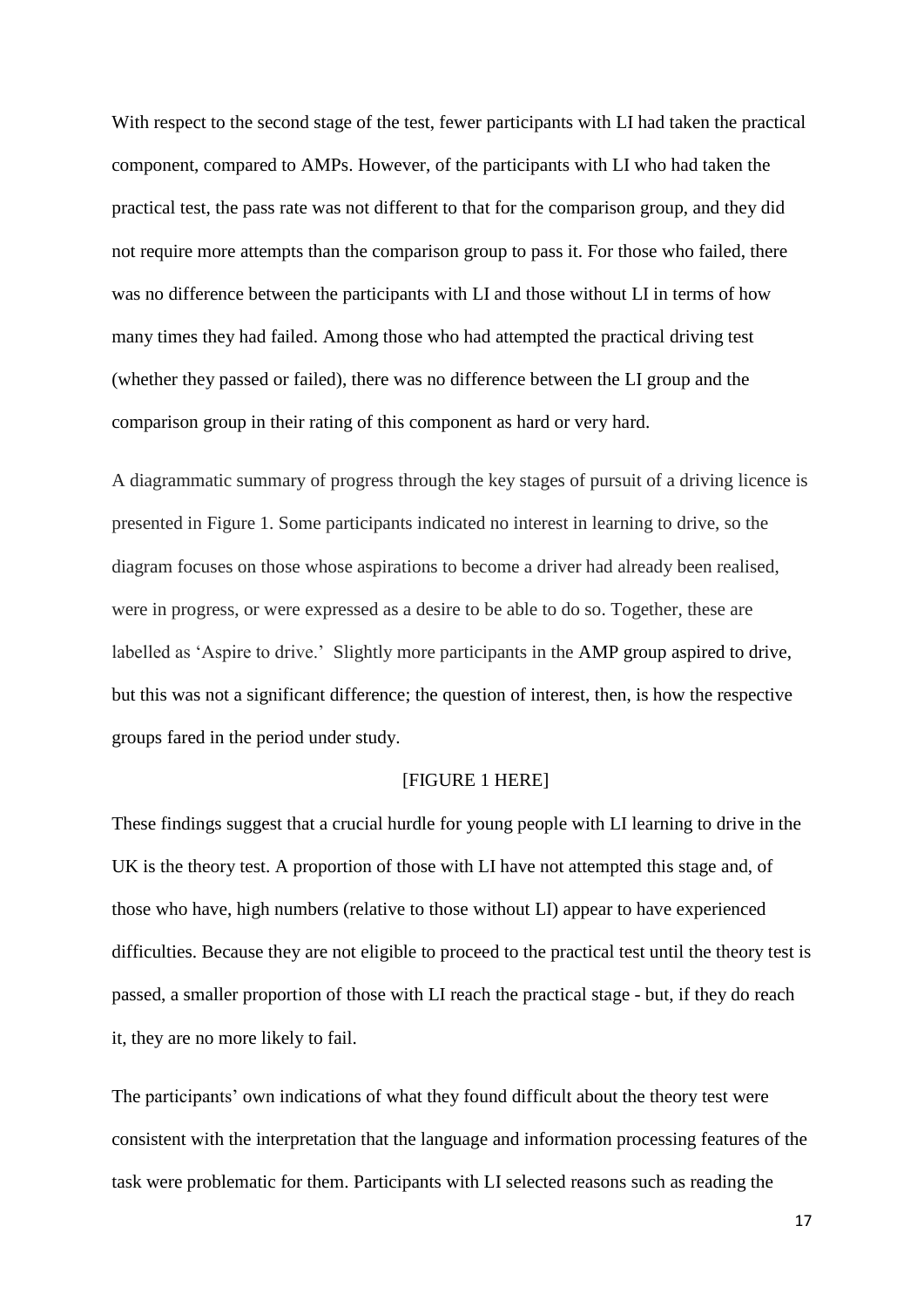With respect to the second stage of the test, fewer participants with LI had taken the practical component, compared to AMPs. However, of the participants with LI who had taken the practical test, the pass rate was not different to that for the comparison group, and they did not require more attempts than the comparison group to pass it. For those who failed, there was no difference between the participants with LI and those without LI in terms of how many times they had failed. Among those who had attempted the practical driving test (whether they passed or failed), there was no difference between the LI group and the comparison group in their rating of this component as hard or very hard.

A diagrammatic summary of progress through the key stages of pursuit of a driving licence is presented in Figure 1. Some participants indicated no interest in learning to drive, so the diagram focuses on those whose aspirations to become a driver had already been realised, were in progress, or were expressed as a desire to be able to do so. Together, these are labelled as 'Aspire to drive.' Slightly more participants in the AMP group aspired to drive, but this was not a significant difference; the question of interest, then, is how the respective groups fared in the period under study.

[FIGURE 1 HERE]

These findings suggest that a crucial hurdle for young people with LI learning to drive in the UK is the theory test. A proportion of those with LI have not attempted this stage and, of those who have, high numbers (relative to those without LI) appear to have experienced difficulties. Because they are not eligible to proceed to the practical test until the theory test is passed, a smaller proportion of those with LI reach the practical stage - but, if they do reach it, they are no more likely to fail.

The participants' own indications of what they found difficult about the theory test were consistent with the interpretation that the language and information processing features of the task were problematic for them. Participants with LI selected reasons such as reading the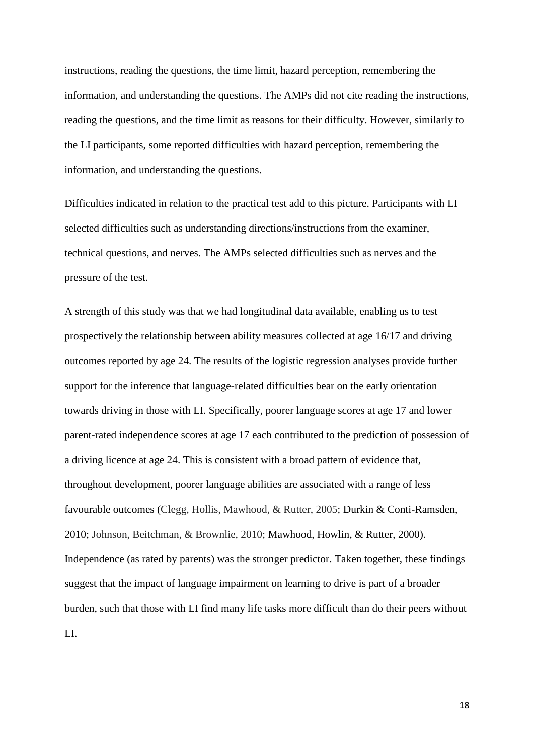instructions, reading the questions, the time limit, hazard perception, remembering the information, and understanding the questions. The AMPs did not cite reading the instructions, reading the questions, and the time limit as reasons for their difficulty. However, similarly to the LI participants, some reported difficulties with hazard perception, remembering the information, and understanding the questions.

Difficulties indicated in relation to the practical test add to this picture. Participants with LI selected difficulties such as understanding directions/instructions from the examiner, technical questions, and nerves. The AMPs selected difficulties such as nerves and the pressure of the test.

A strength of this study was that we had longitudinal data available, enabling us to test prospectively the relationship between ability measures collected at age 16/17 and driving outcomes reported by age 24. The results of the logistic regression analyses provide further support for the inference that language-related difficulties bear on the early orientation towards driving in those with LI. Specifically, poorer language scores at age 17 and lower parent-rated independence scores at age 17 each contributed to the prediction of possession of a driving licence at age 24. This is consistent with a broad pattern of evidence that, throughout development, poorer language abilities are associated with a range of less favourable outcomes (Clegg, Hollis, Mawhood, & Rutter, 2005; Durkin & Conti-Ramsden, 2010; Johnson, Beitchman, & Brownlie, 2010; Mawhood, Howlin, & Rutter, 2000). Independence (as rated by parents) was the stronger predictor. Taken together, these findings suggest that the impact of language impairment on learning to drive is part of a broader burden, such that those with LI find many life tasks more difficult than do their peers without LI.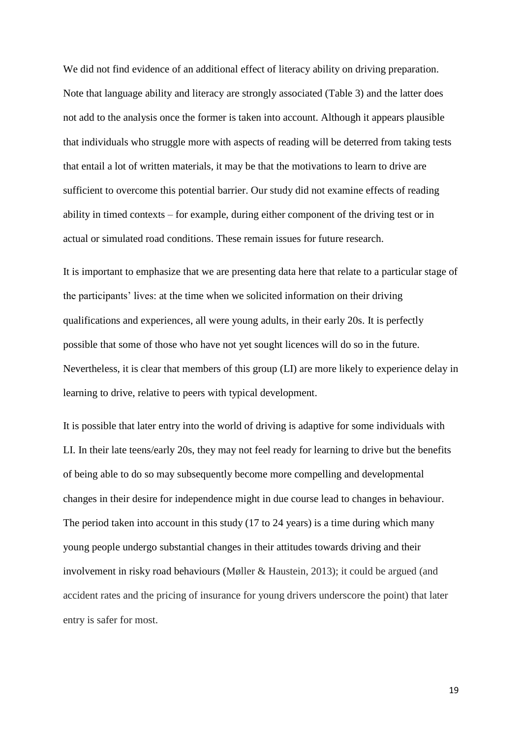We did not find evidence of an additional effect of literacy ability on driving preparation. Note that language ability and literacy are strongly associated (Table 3) and the latter does not add to the analysis once the former is taken into account. Although it appears plausible that individuals who struggle more with aspects of reading will be deterred from taking tests that entail a lot of written materials, it may be that the motivations to learn to drive are sufficient to overcome this potential barrier. Our study did not examine effects of reading ability in timed contexts – for example, during either component of the driving test or in actual or simulated road conditions. These remain issues for future research.

It is important to emphasize that we are presenting data here that relate to a particular stage of the participants' lives: at the time when we solicited information on their driving qualifications and experiences, all were young adults, in their early 20s. It is perfectly possible that some of those who have not yet sought licences will do so in the future. Nevertheless, it is clear that members of this group (LI) are more likely to experience delay in learning to drive, relative to peers with typical development.

It is possible that later entry into the world of driving is adaptive for some individuals with LI. In their late teens/early 20s, they may not feel ready for learning to drive but the benefits of being able to do so may subsequently become more compelling and developmental changes in their desire for independence might in due course lead to changes in behaviour. The period taken into account in this study (17 to 24 years) is a time during which many young people undergo substantial changes in their attitudes towards driving and their involvement in risky road behaviours (Møller & Haustein, 2013); it could be argued (and accident rates and the pricing of insurance for young drivers underscore the point) that later entry is safer for most.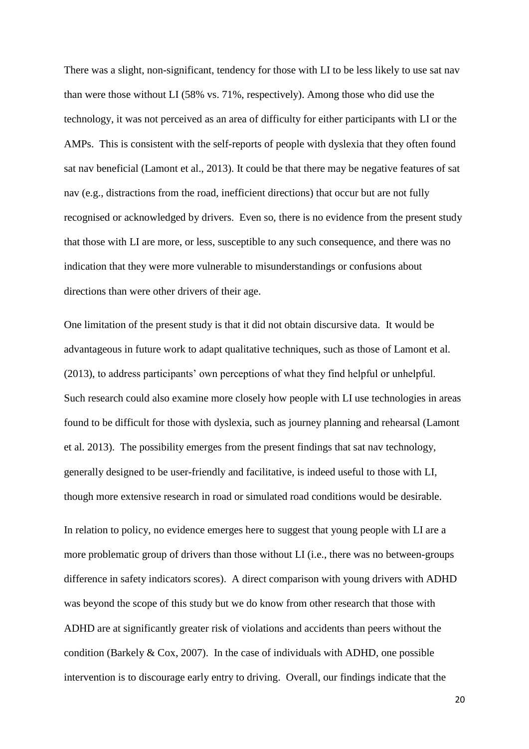There was a slight, non-significant, tendency for those with LI to be less likely to use sat nav than were those without LI (58% vs. 71%, respectively). Among those who did use the technology, it was not perceived as an area of difficulty for either participants with LI or the AMPs. This is consistent with the self-reports of people with dyslexia that they often found sat nav beneficial (Lamont et al., 2013). It could be that there may be negative features of sat nav (e.g., distractions from the road, inefficient directions) that occur but are not fully recognised or acknowledged by drivers. Even so, there is no evidence from the present study that those with LI are more, or less, susceptible to any such consequence, and there was no indication that they were more vulnerable to misunderstandings or confusions about directions than were other drivers of their age.

One limitation of the present study is that it did not obtain discursive data. It would be advantageous in future work to adapt qualitative techniques, such as those of Lamont et al. (2013), to address participants' own perceptions of what they find helpful or unhelpful. Such research could also examine more closely how people with LI use technologies in areas found to be difficult for those with dyslexia, such as journey planning and rehearsal (Lamont et al. 2013). The possibility emerges from the present findings that sat nav technology, generally designed to be user-friendly and facilitative, is indeed useful to those with LI, though more extensive research in road or simulated road conditions would be desirable.

In relation to policy, no evidence emerges here to suggest that young people with LI are a more problematic group of drivers than those without LI (i.e., there was no between-groups difference in safety indicators scores). A direct comparison with young drivers with ADHD was beyond the scope of this study but we do know from other research that those with ADHD are at significantly greater risk of violations and accidents than peers without the condition (Barkely & Cox, 2007). In the case of individuals with ADHD, one possible intervention is to discourage early entry to driving. Overall, our findings indicate that the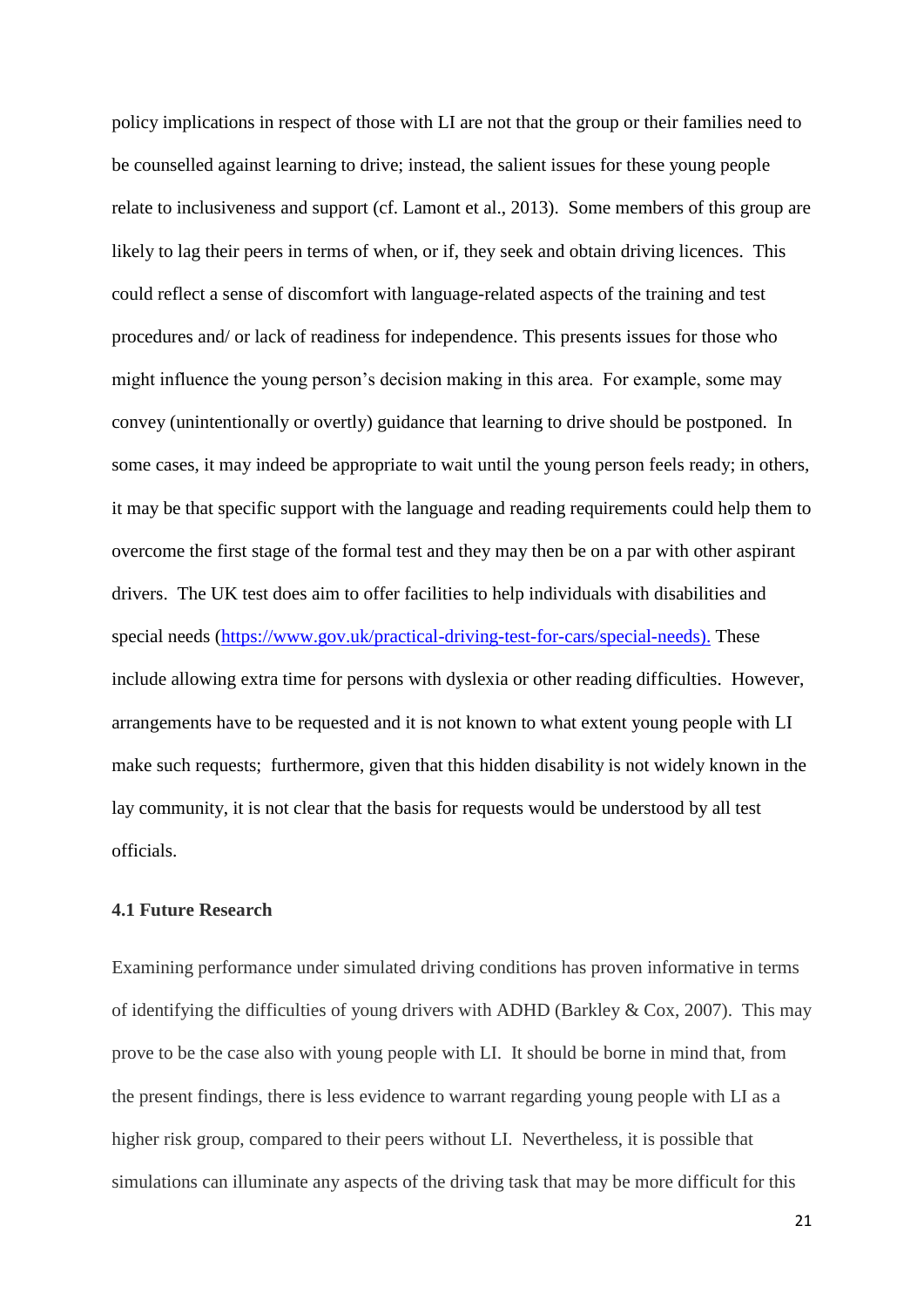policy implications in respect of those with LI are not that the group or their families need to be counselled against learning to drive; instead, the salient issues for these young people relate to inclusiveness and support (cf. Lamont et al., 2013). Some members of this group are likely to lag their peers in terms of when, or if, they seek and obtain driving licences. This could reflect a sense of discomfort with language-related aspects of the training and test procedures and/ or lack of readiness for independence. This presents issues for those who might influence the young person's decision making in this area. For example, some may convey (unintentionally or overtly) guidance that learning to drive should be postponed. In some cases, it may indeed be appropriate to wait until the young person feels ready; in others, it may be that specific support with the language and reading requirements could help them to overcome the first stage of the formal test and they may then be on a par with other aspirant drivers. The UK test does aim to offer facilities to help individuals with disabilities and special needs (https://www.gov.uk/practical-driving-test-for-cars/special-needs). These include allowing extra time for persons with dyslexia or other reading difficulties. However, arrangements have to be requested and it is not known to what extent young people with LI make such requests; furthermore, given that this hidden disability is not widely known in the lay community, it is not clear that the basis for requests would be understood by all test officials.

### 4.1 Future Research

Examining performance under simulated driving conditions has proven informative in terms of identifying the difficulties of young drivers with ADHD (Barkley & Cox, 2007). This may prove to be the case also with young people with LI. It should be borne in mind that, from the present findings, there is less evidence to warrant regarding young people with LI as a higher risk group, compared to their peers without LI. Nevertheless, it is possible that simulations can illuminate any aspects of the driving task that may be more difficult for this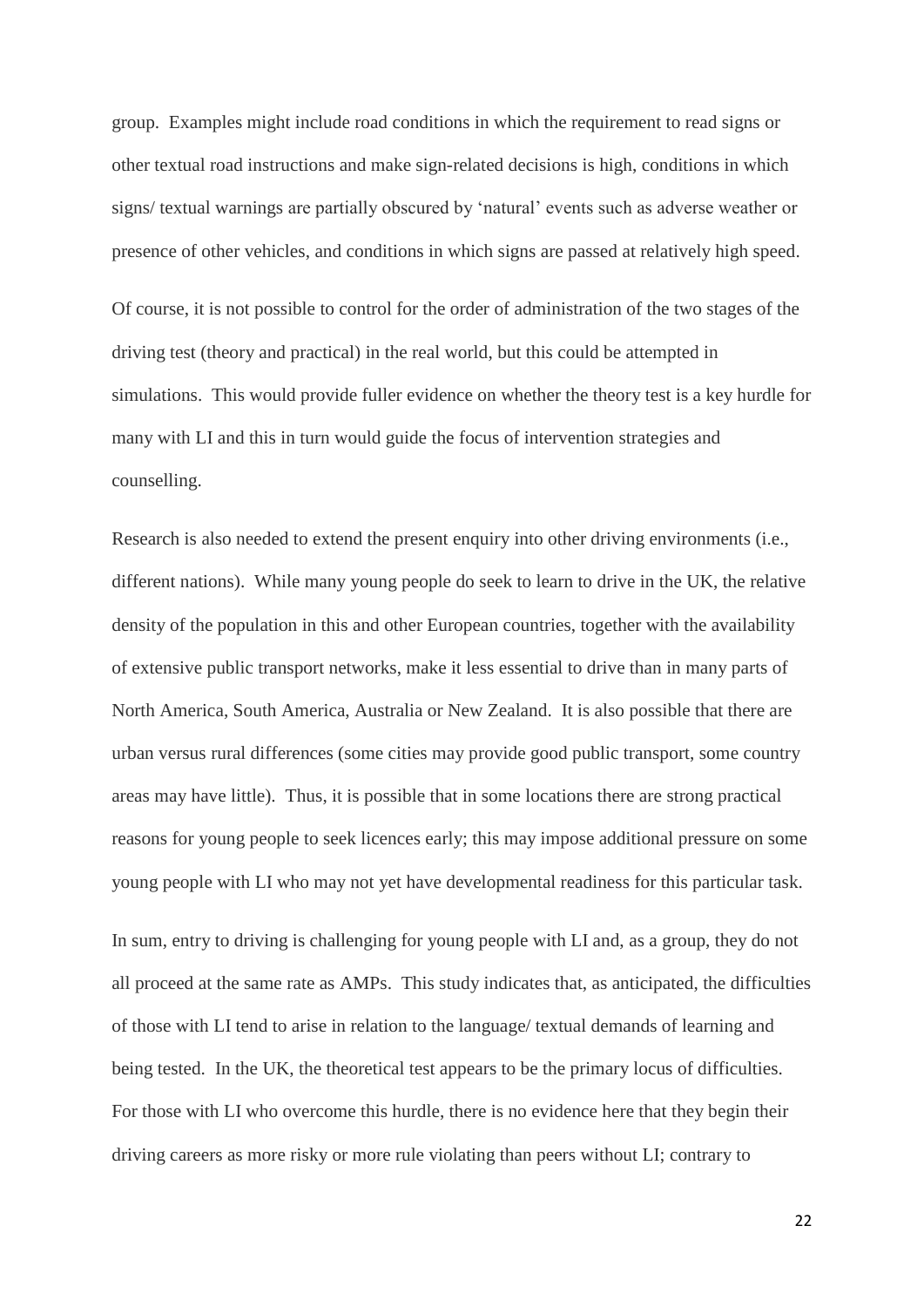group. Examples might include road conditions in which the requirement to read signs or other textual road instructions and make sign-related decisions is high, conditions in which signs/ textual warnings are partially obscured by 'natural' events such as adverse weather or presence of other vehicles, and conditions in which signs are passed at relatively high speed.

Of course, it is not possible to control for the order of administration of the two stages of the driving test (theory and practical) in the real world, but this could be attempted in simulations. This would provide fuller evidence on whether the theory test is a key hurdle for many with LI and this in turn would guide the focus of intervention strategies and counselling.

Research is also needed to extend the present enquiry into other driving environments (i.e., different nations). While many young people do seek to learn to drive in the UK, the relative density of the population in this and other European countries, together with the availability of extensive public transport networks, make it less essential to drive than in many parts of North America, South America, Australia or New Zealand. It is also possible that there are urban versus rural differences (some cities may provide good public transport, some country areas may have little). Thus, it is possible that in some locations there are strong practical reasons for young people to seek licences early; this may impose additional pressure on some young people with LI who may not yet have developmental readiness for this particular task.

In sum, entry to driving is challenging for young people with LI and, as a group, they do not all proceed at the same rate as AMPs. This study indicates that, as anticipated, the difficulties of those with LI tend to arise in relation to the language/ textual demands of learning and being tested. In the UK, the theoretical test appears to be the primary locus of difficulties. For those with LI who overcome this hurdle, there is no evidence here that they begin their driving careers as more risky or more rule violating than peers without LI; contrary to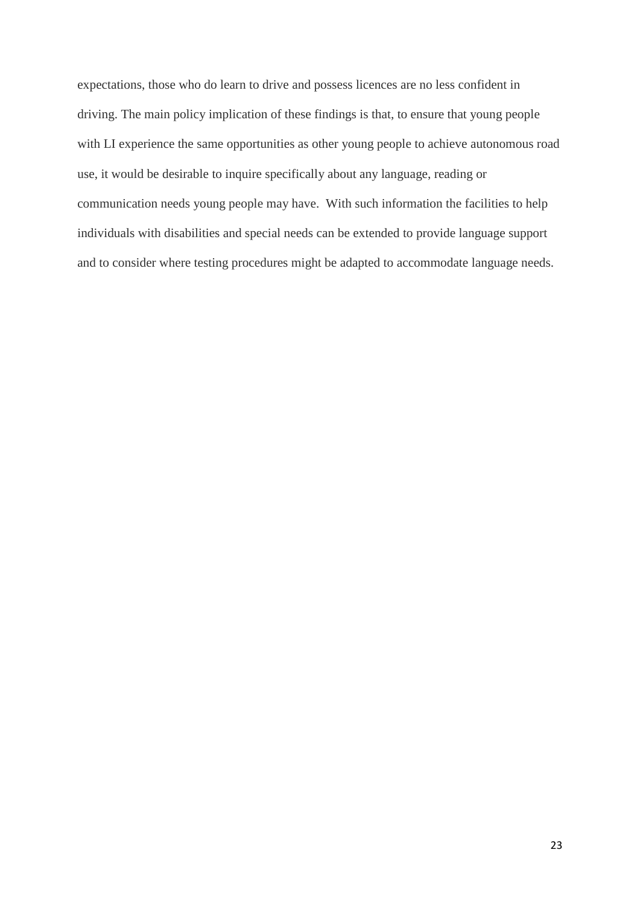expectations, those who do learn to drive and possess licences are no less confident in driving. The main policy implication of these findings is that, to ensure that young people with LI experience the same opportunities as other young people to achieve autonomous road use, it would be desirable to inquire specifically about any language, reading or communication needs young people may have. With such information the facilities to help individuals with disabilities and special needs can be extended to provide language support and to consider where testing procedures might be adapted to accommodate language needs.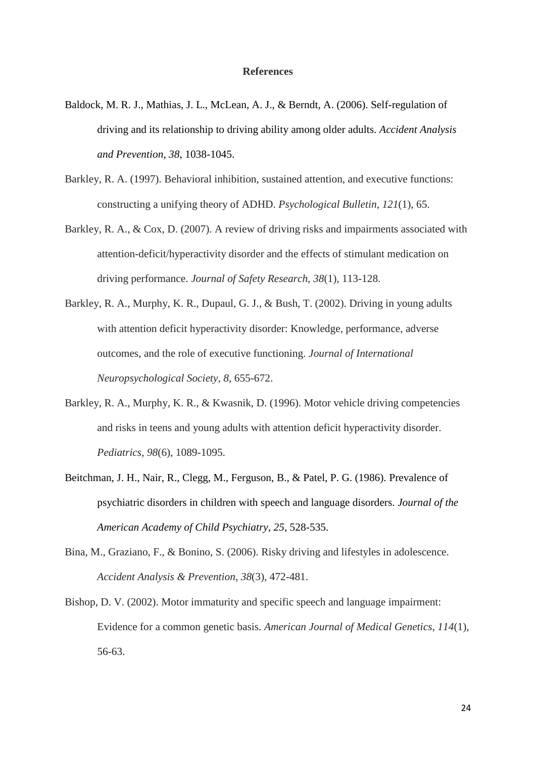# References

Baldock, M. R. J., Mathias, J. L., McLean, A. J., & Berndt, A. (2006). Self-regulation of driving and its relationship to driving ability among older adults. *Accident Analysis and Prevention*, *38*, 1038-1045.

Barkley, R. A. (1997). Behavioral inhibition, sustained attention, and executive functions: constructing a unifying theory of ADHD. *Psychological Bulletin*, *121*(1), 65.

Barkley, R. A., & Cox, D. (2007). A review of driving risks and impairments associated with attention-deficit/hyperactivity disorder and the effects of stimulant medication on driving performance. *Journal of Safety Research*, *38*(1), 113-128.

Barkley, R. A., Murphy, K. R., Dupaul, G. J., & Bush, T. (2002). Driving in young adults with attention deficit hyperactivity disorder: Knowledge, performance, adverse outcomes, and the role of executive functioning. *Journal of International Neuropsychological Society*, *8*, 655-672.

Barkley, R. A., Murphy, K. R., & Kwasnik, D. (1996). Motor vehicle driving competencies and risks in teens and young adults with attention deficit hyperactivity disorder. *Pediatrics*, *98*(6), 1089-1095.

Beitchman, J. H., Nair, R., Clegg, M., Ferguson, B., & Patel, P. G. (1986). Prevalence of psychiatric disorders in children with speech and language disorders. *Journal of the American Academy of Child Psychiatry*, *25*, 528-535.

Bina, M., Graziano, F., & Bonino, S. (2006). Risky driving and lifestyles in adolescence. *Accident Analysis & Prevention*, *38*(3), 472-481.

Bishop, D. V. (2002). Motor immaturity and specific speech and language impairment: Evidence for a common genetic basis. *American Journal of Medical Genetics*, *114*(1), 56-63.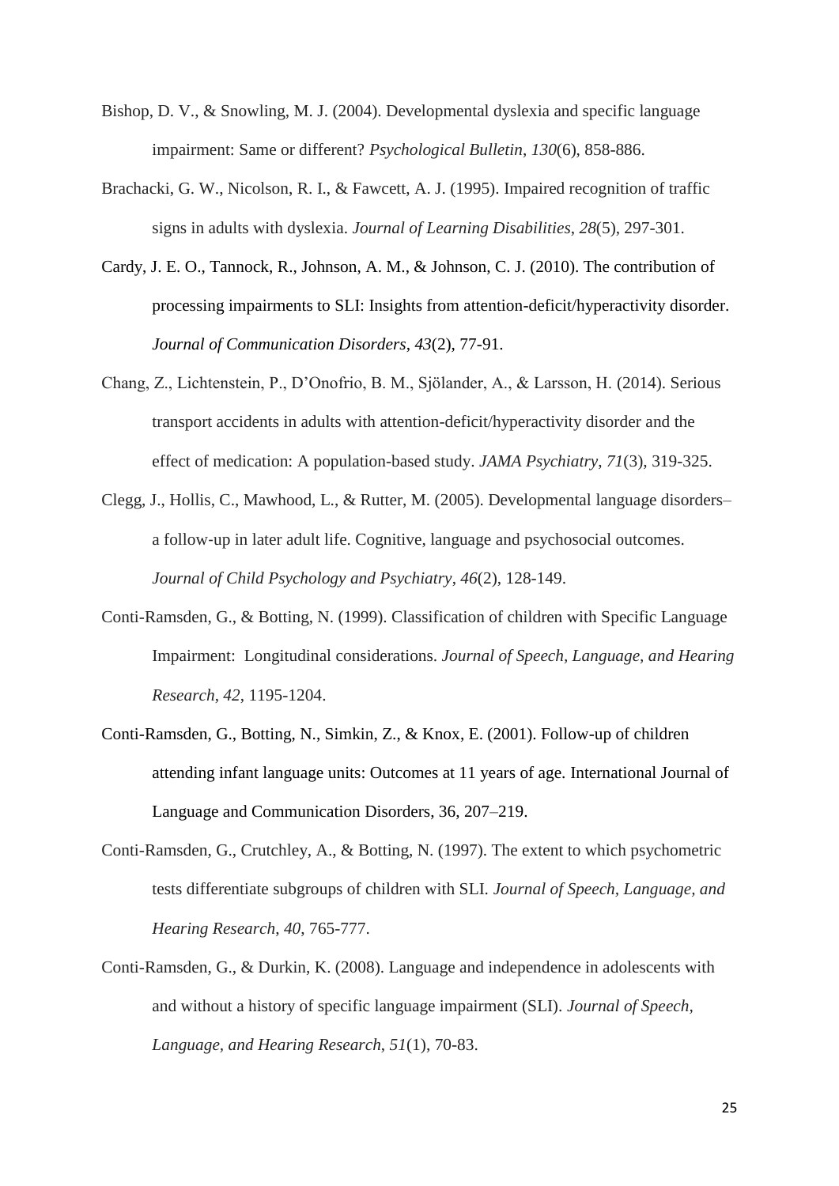Bishop, D. V., & Snowling, M. J. (2004). Developmental dyslexia and specific language impairment: Same or different? *Psychological Bulletin*, *130*(6), 858-886.

Brachacki, G. W., Nicolson, R. I., & Fawcett, A. J. (1995). Impaired recognition of traffic signs in adults with dyslexia. *Journal of Learning Disabilities*, *28*(5), 297-301.

Cardy, J. E. O., Tannock, R., Johnson, A. M., & Johnson, C. J. (2010). The contribution of processing impairments to SLI: Insights from attention-deficit/hyperactivity disorder. *Journal of Communication Disorders*, *43*(2), 77-91.

Chang, Z., Lichtenstein, P., D'Onofrio, B. M., Sjölander, A., & Larsson, H. (2014). Serious transport accidents in adults with attention-deficit/hyperactivity disorder and the effect of medication: A population-based study. *JAMA Psychiatry*, *71*(3), 319-325.

Clegg, J., Hollis, C., Mawhood, L., & Rutter, M. (2005). Developmental language disorders–a follow-up in later adult life. Cognitive, language and psychosocial outcomes. *Journal of Child Psychology and Psychiatry*, *46*(2), 128-149.

Conti-Ramsden, G., & Botting, N. (1999). Classification of children with Specific Language Impairment: Longitudinal considerations. *Journal of Speech, Language, and Hearing Research*, *42*, 1195-1204.

Conti-Ramsden, G., Botting, N., Simkin, Z., & Knox, E. (2001). Follow-up of children attending infant language units: Outcomes at 11 years of age. International Journal of Language and Communication Disorders, 36, 207–219.

Conti-Ramsden, G., Crutchley, A., & Botting, N. (1997). The extent to which psychometric tests differentiate subgroups of children with SLI. *Journal of Speech, Language, and Hearing Research*, *40*, 765-777.

Conti-Ramsden, G., & Durkin, K. (2008). Language and independence in adolescents with and without a history of specific language impairment (SLI). *Journal of Speech, Language, and Hearing Research*, *51*(1), 70-83.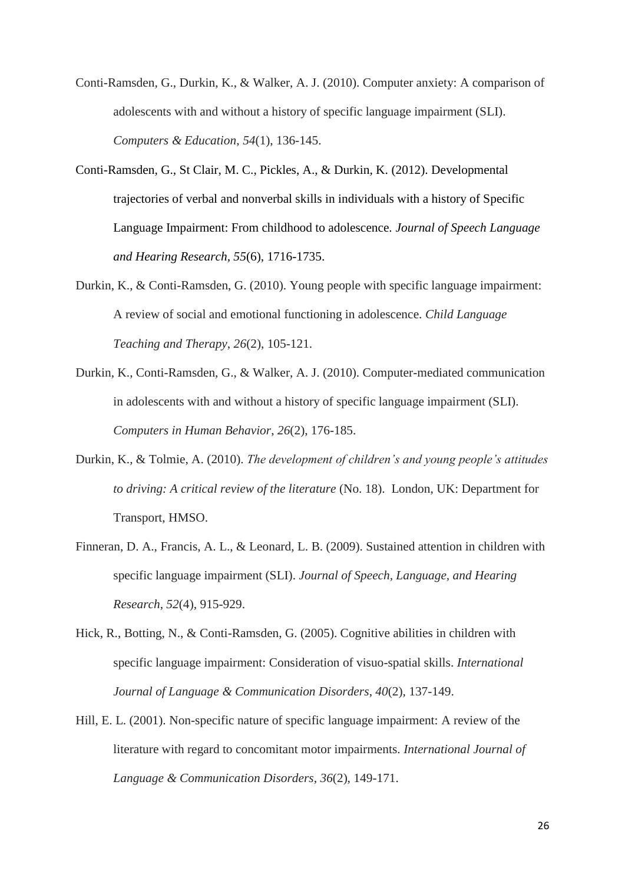Conti-Ramsden, G., Durkin, K., & Walker, A. J. (2010). Computer anxiety: A comparison of adolescents with and without a history of specific language impairment (SLI). *Computers & Education*, *54*(1), 136-145.

Conti-Ramsden, G., St Clair, M. C., Pickles, A., & Durkin, K. (2012). Developmental trajectories of verbal and nonverbal skills in individuals with a history of Specific Language Impairment: From childhood to adolescence. *Journal of Speech Language and Hearing Research*, *55*(6), 1716-1735.

Durkin, K., & Conti-Ramsden, G. (2010). Young people with specific language impairment: A review of social and emotional functioning in adolescence. *Child Language Teaching and Therapy*, *26*(2), 105-121.

Durkin, K., Conti-Ramsden, G., & Walker, A. J. (2010). Computer-mediated communication in adolescents with and without a history of specific language impairment (SLI). *Computers in Human Behavior*, *26*(2), 176-185.

Durkin, K., & Tolmie, A. (2010). *The development of children's and young people's attitudes to driving: A critical review of the literature* (No. 18). London, UK: Department for Transport, HMSO.

Finneran, D. A., Francis, A. L., & Leonard, L. B. (2009). Sustained attention in children with specific language impairment (SLI). *Journal of Speech, Language, and Hearing Research*, *52*(4), 915-929.

Hick, R., Botting, N., & Conti-Ramsden, G. (2005). Cognitive abilities in children with specific language impairment: Consideration of visuo-spatial skills. *International Journal of Language & Communication Disorders*, *40*(2), 137-149.

Hill, E. L. (2001). Non-specific nature of specific language impairment: A review of the literature with regard to concomitant motor impairments. *International Journal of Language & Communication Disorders*, *36*(2), 149-171.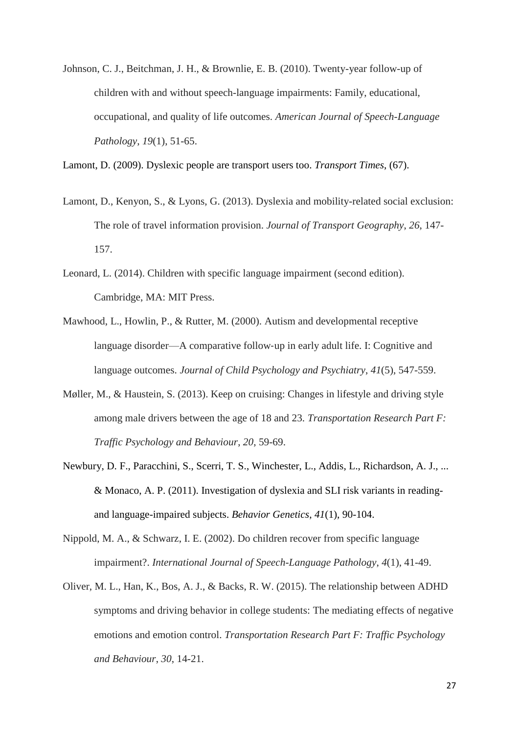Johnson, C. J., Beitchman, J. H., & Brownlie, E. B. (2010). Twenty-year follow-up of children with and without speech-language impairments: Family, educational, occupational, and quality of life outcomes. *American Journal of Speech-Language Pathology*, *19*(1), 51-65.

Lamont, D. (2009). Dyslexic people are transport users too. *Transport Times*, (67).

Lamont, D., Kenyon, S., & Lyons, G. (2013). Dyslexia and mobility-related social exclusion: The role of travel information provision. *Journal of Transport Geography*, *26*, 147-157.

Leonard, L. (2014). Children with specific language impairment (second edition). Cambridge, MA: MIT Press.

Mawhood, L., Howlin, P., & Rutter, M. (2000). Autism and developmental receptive language disorder—A comparative follow-up in early adult life. I: Cognitive and language outcomes. *Journal of Child Psychology and Psychiatry*, *41*(5), 547-559.

Møller, M., & Haustein, S. (2013). Keep on cruising: Changes in lifestyle and driving style among male drivers between the age of 18 and 23. *Transportation Research Part F: Traffic Psychology and Behaviour*, *20*, 59-69.

Newbury, D. F., Paracchini, S., Scerri, T. S., Winchester, L., Addis, L., Richardson, A. J., ... & Monaco, A. P. (2011). Investigation of dyslexia and SLI risk variants in reading- and language-impaired subjects. *Behavior Genetics*, *41*(1), 90-104.

Nippold, M. A., & Schwarz, I. E. (2002). Do children recover from specific language impairment?. *International Journal of Speech-Language Pathology*, *4*(1), 41-49.

Oliver, M. L., Han, K., Bos, A. J., & Backs, R. W. (2015). The relationship between ADHD symptoms and driving behavior in college students: The mediating effects of negative emotions and emotion control. *Transportation Research Part F: Traffic Psychology and Behaviour*, *30*, 14-21.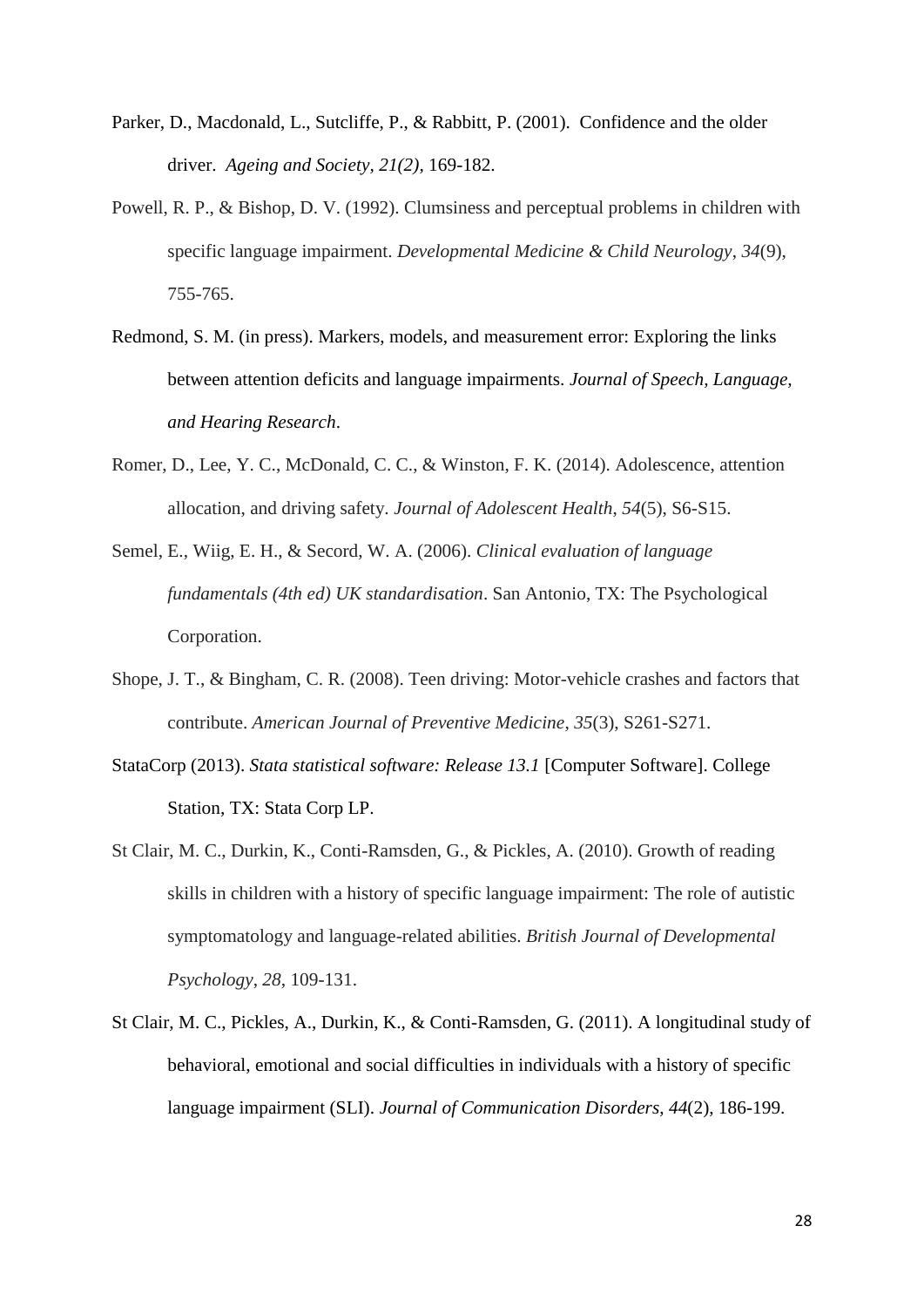Parker, D., Macdonald, L., Sutcliffe, P., & Rabbitt, P. (2001). Confidence and the older driver. *Ageing and Society, 21(2),* 169-182.

Powell, R. P., & Bishop, D. V. (1992). Clumsiness and perceptual problems in children with specific language impairment. *Developmental Medicine & Child Neurology*, *34*(9), 755-765.

Redmond, S. M. (in press). Markers, models, and measurement error: Exploring the links between attention deficits and language impairments. *Journal of Speech, Language, and Hearing Research*.

Romer, D., Lee, Y. C., McDonald, C. C., & Winston, F. K. (2014). Adolescence, attention allocation, and driving safety. *Journal of Adolescent Health*, *54*(5), S6-S15.

Semel, E., Wiig, E. H., & Secord, W. A. (2006). *Clinical evaluation of language fundamentals (4th ed) UK standardisation*. San Antonio, TX: The Psychological Corporation.

Shope, J. T., & Bingham, C. R. (2008). Teen driving: Motor-vehicle crashes and factors that contribute. *American Journal of Preventive Medicine*, *35*(3), S261-S271.

StataCorp (2013). *Stata statistical software: Release 13.1* [Computer Software]. College Station, TX: Stata Corp LP.

St Clair, M. C., Durkin, K., Conti-Ramsden, G., & Pickles, A. (2010). Growth of reading skills in children with a history of specific language impairment: The role of autistic symptomatology and language-related abilities. *British Journal of Developmental Psychology*, *28*, 109-131.

St Clair, M. C., Pickles, A., Durkin, K., & Conti-Ramsden, G. (2011). A longitudinal study of behavioral, emotional and social difficulties in individuals with a history of specific language impairment (SLI). *Journal of Communication Disorders*, *44*(2), 186-199.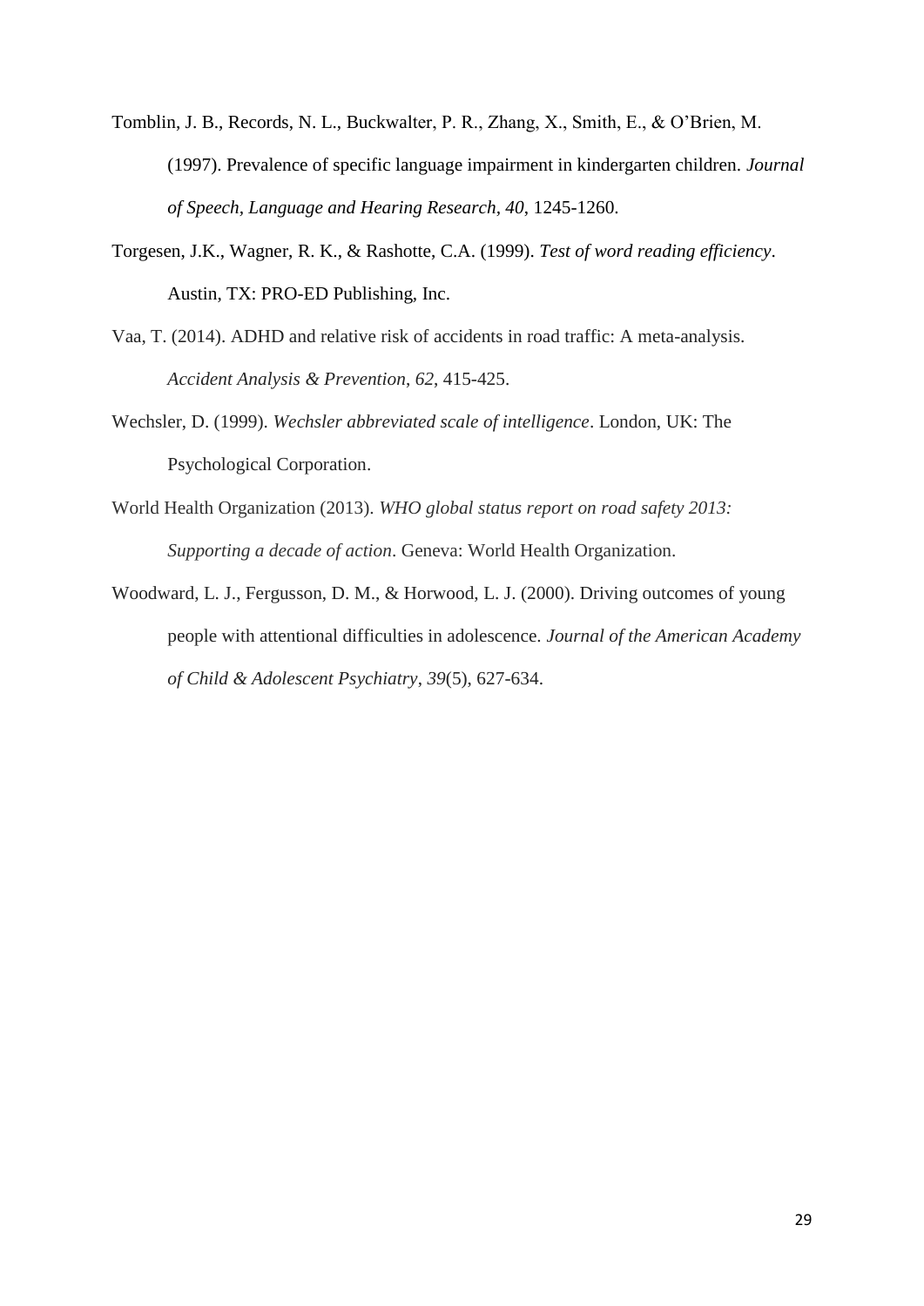Tomblin, J. B., Records, N. L., Buckwalter, P. R., Zhang, X., Smith, E., & O'Brien, M. (1997). Prevalence of specific language impairment in kindergarten children. *Journal of Speech, Language and Hearing Research, 40*, 1245-1260.

Torgesen, J.K., Wagner, R. K., & Rashotte, C.A. (1999). *Test of word reading efficiency*. Austin, TX: PRO-ED Publishing, Inc.

Vaa, T. (2014). ADHD and relative risk of accidents in road traffic: A meta-analysis. *Accident Analysis & Prevention*, *62*, 415-425.

Wechsler, D. (1999). *Wechsler abbreviated scale of intelligence*. London, UK: The Psychological Corporation.

World Health Organization (2013). *WHO global status report on road safety 2013: Supporting a decade of action*. Geneva: World Health Organization.

Woodward, L. J., Fergusson, D. M., & Horwood, L. J. (2000). Driving outcomes of young people with attentional difficulties in adolescence. *Journal of the American Academy of Child & Adolescent Psychiatry*, *39*(5), 627-634.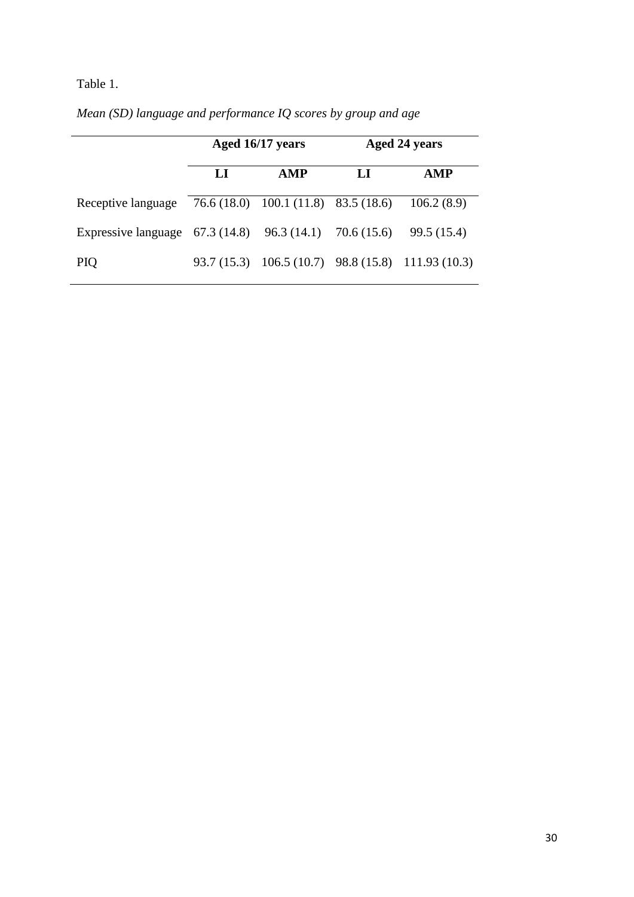Table 1.

*Mean (SD) language and performance IQ scores by group and age*

| | Aged 16/17 years | | Aged 24 years | |
|---|---|---|---|---|
| | **LI** | **AMP** | **LI** | **AMP** |
| Receptive language | 76.6 (18.0) | 100.1 (11.8) | 83.5 (18.6) | 106.2 (8.9) |
| Expressive language | 67.3 (14.8) | 96.3 (14.1) | 70.6 (15.6) | 99.5 (15.4) |
| PIQ | 93.7 (15.3) | 106.5 (10.7) | 98.8 (15.8) | 111.93 (10.3) |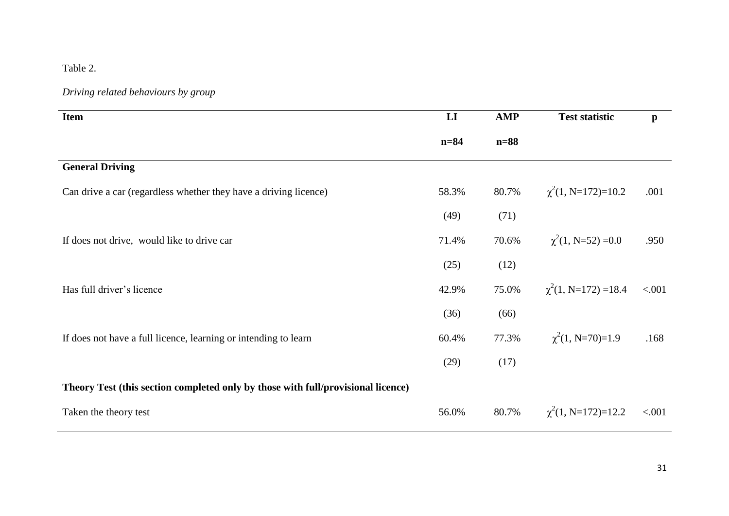Table 2.

*Driving related behaviours by group*

| Item | LI<br>n=84 | AMP<br>n=88 | Test statistic | p |
|---|---|---|---|---|
| **General Driving** | | | | |
| Can drive a car (regardless whether they have a driving licence) | 58.3%<br>(49) | 80.7%<br>(71) | $\chi^2(1, N=172)=10.2$ | .001 |
| If does not drive, would like to drive car | 71.4%<br>(25) | 70.6%<br>(12) | $\chi^2(1, N=52) =0.0$ | .950 |
| Has full driver's licence | 42.9%<br>(36) | 75.0%<br>(66) | $\chi^2(1, N=172) =18.4$ | <.001 |
| If does not have a full licence, learning or intending to learn | 60.4%<br>(29) | 77.3%<br>(17) | $\chi^2(1, N=70)=1.9$ | .168 |
| **Theory Test (this section completed only by those with full/provisional licence)** | | | | |
| Taken the theory test | 56.0% | 80.7% | $\chi^2(1, N=172)=12.2$ | <.001 |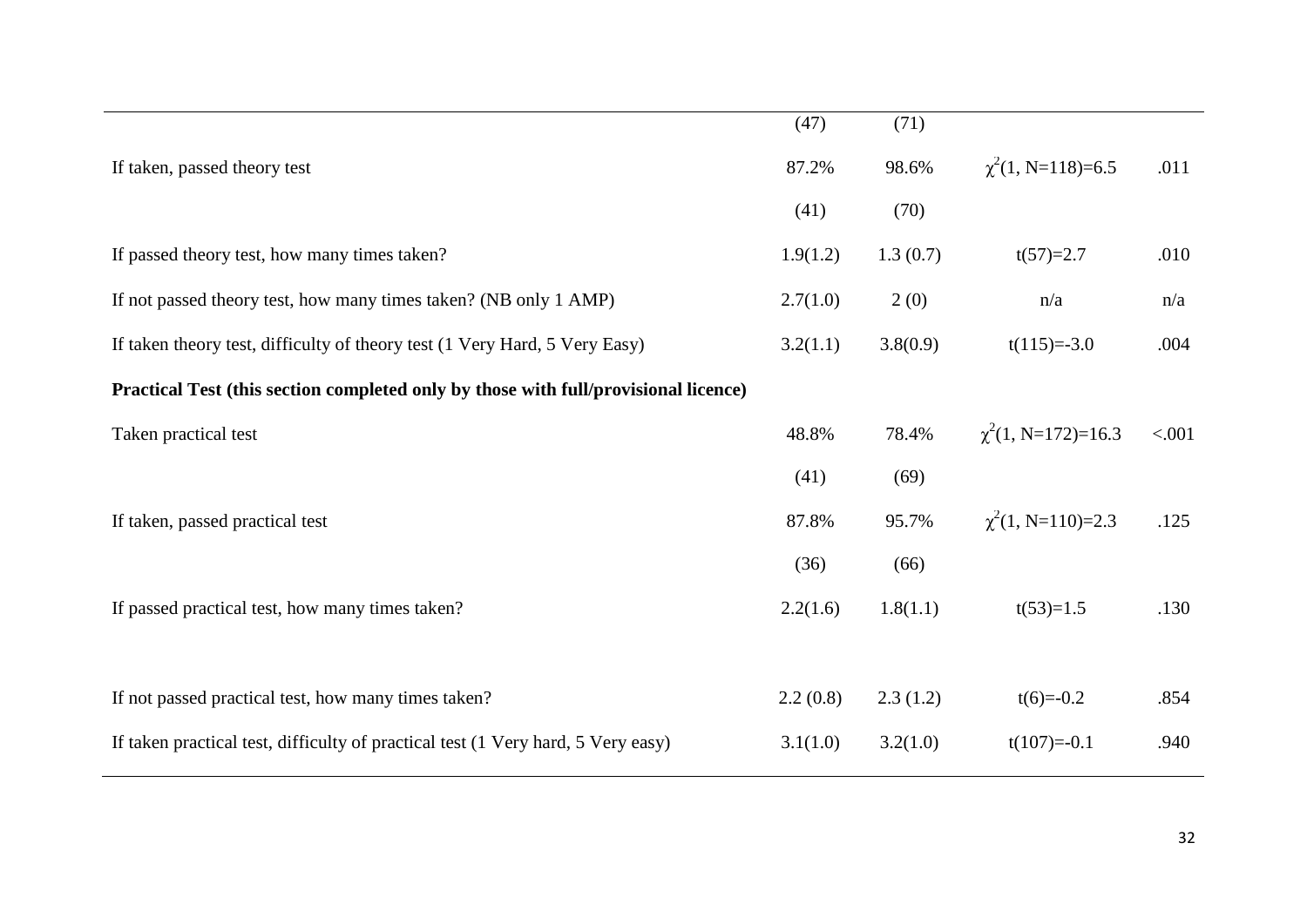|  |  |  |  |  |
|---|---|---|---|---|
|  | (47) | (71) |  |  |
| If taken, passed theory test | 87.2% | 98.6% | $\chi^2(1, N=118)=6.5$ | .011 |
|  | (41) | (70) |  |  |
| If passed theory test, how many times taken? | 1.9(1.2) | 1.3 (0.7) | t(57)=2.7 | .010 |
| If not passed theory test, how many times taken? (NB only 1 AMP) | 2.7(1.0) | 2 (0) | n/a | n/a |
| If taken theory test, difficulty of theory test (1 Very Hard, 5 Very Easy) | 3.2(1.1) | 3.8(0.9) | t(115)=-3.0 | .004 |
| **Practical Test (this section completed only by those with full/provisional licence)** |  |  |  |  |
| Taken practical test | 48.8% | 78.4% | $\chi^2(1, N=172)=16.3$ | <.001 |
|  | (41) | (69) |  |  |
| If taken, passed practical test | 87.8% | 95.7% | $\chi^2(1, N=110)=2.3$ | .125 |
|  | (36) | (66) |  |  |
| If passed practical test, how many times taken? | 2.2(1.6) | 1.8(1.1) | t(53)=1.5 | .130 |
| If not passed practical test, how many times taken? | 2.2 (0.8) | 2.3 (1.2) | t(6)=-0.2 | .854 |
| If taken practical test, difficulty of practical test (1 Very hard, 5 Very easy) | 3.1(1.0) | 3.2(1.0) | t(107)=-0.1 | .940 |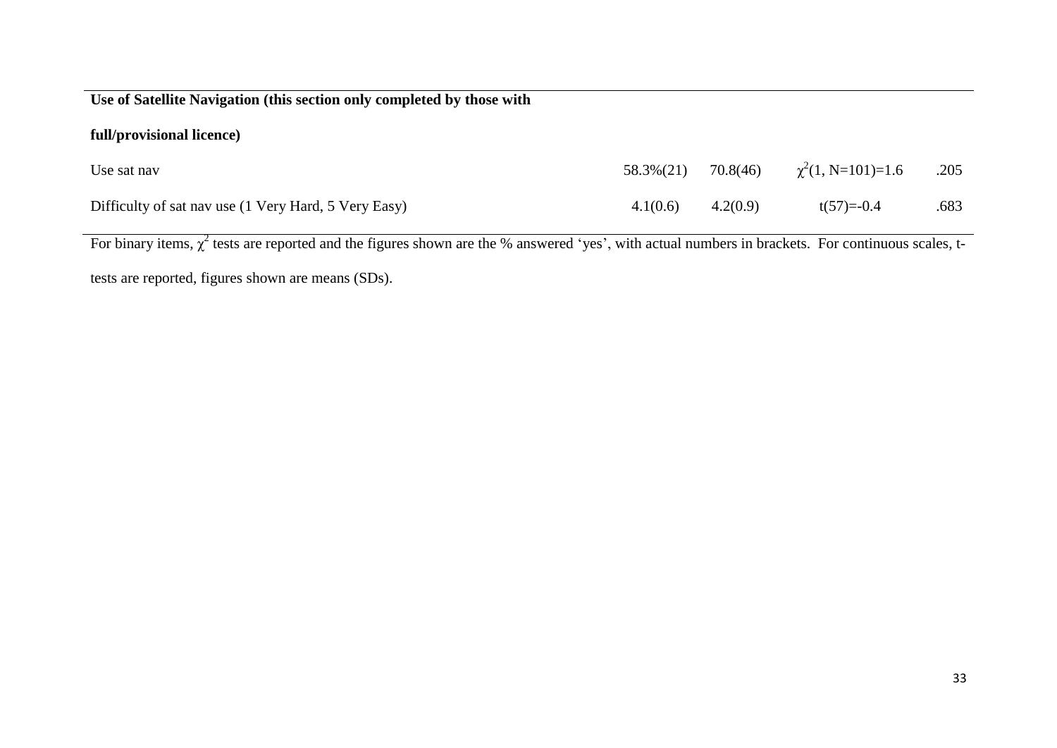| **Use of Satellite Navigation (this section only completed by those with full/provisional licence)** | | | | |
| --- | --- | --- | --- | --- |
| Use sat nav | 58.3%(21) | 70.8(46) | $\chi^2(1, N=101)=1.6$ | .205 |
| Difficulty of sat nav use (1 Very Hard, 5 Very Easy) | 4.1(0.6) | 4.2(0.9) | $t(57)=-0.4$ | .683 |

For binary items, $\chi^2$ tests are reported and the figures shown are the % answered 'yes', with actual numbers in brackets. For continuous scales, t-tests are reported, figures shown are means (SDs).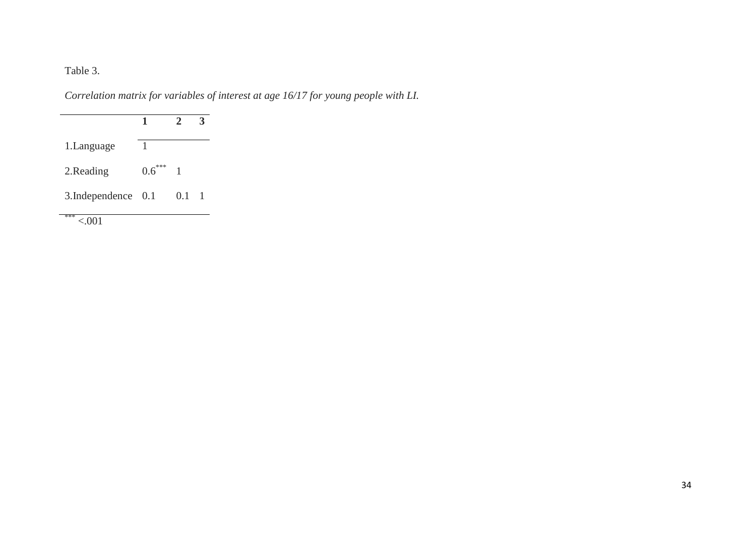Table 3.

*Correlation matrix for variables of interest at age 16/17 for young people with LI.*

| | **1** | **2** | **3** |
|---|---|---|---|
| 1.Language | 1 | | |
| 2.Reading | 0.6*** | 1 | |
| 3.Independence | 0.1 | 0.1 | 1 |

*** <.001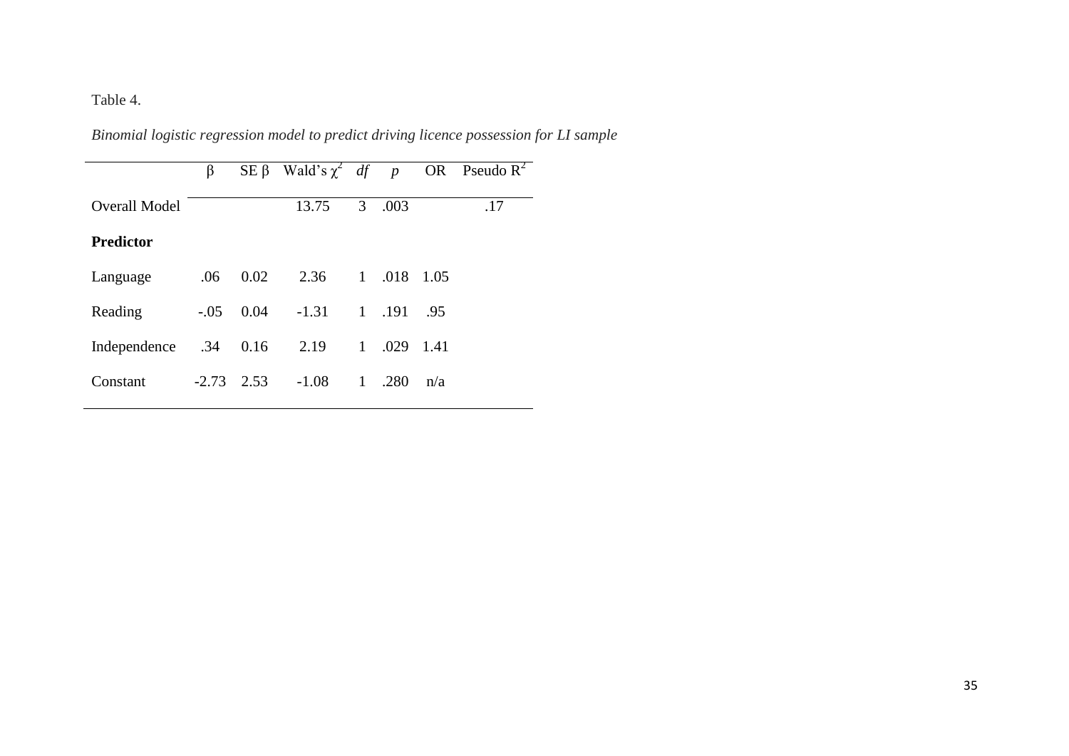Table 4.

*Binomial logistic regression model to predict driving licence possession for LI sample*

| | β | SE β | Wald's $\chi^2$ | *df* | *p* | OR | Pseudo $R^2$ |
|---|---|---|---|---|---|---|---|
| Overall Model | | | 13.75 | 3 | .003 | | .17 |
| **Predictor** | | | | | | | |
| Language | .06 | 0.02 | 2.36 | 1 | .018 | 1.05 | |
| Reading | -.05 | 0.04 | -1.31 | 1 | .191 | .95 | |
| Independence | .34 | 0.16 | 2.19 | 1 | .029 | 1.41 | |
| Constant | -2.73 | 2.53 | -1.08 | 1 | .280 | n/a | |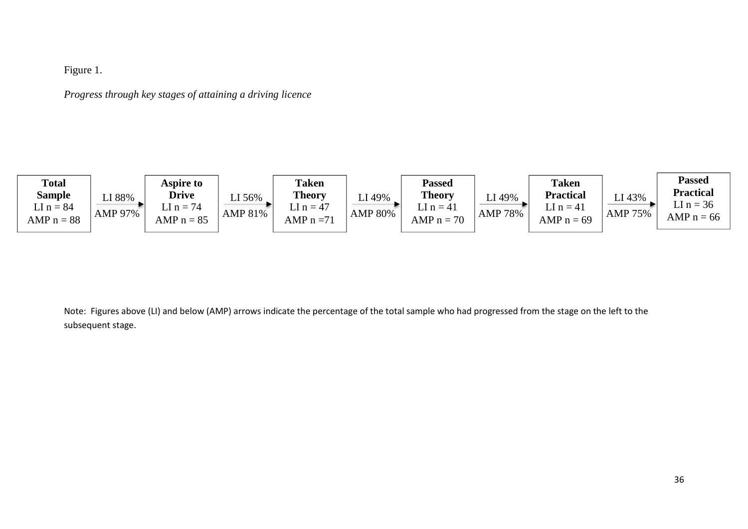Figure 1.

*Progress through key stages of attaining a driving licence*

**Total Sample**
LI n = 84
AMP n = 88

LI 88%
AMP 97%

**Aspire to Drive**
LI n = 74
AMP n = 85

LI 56%
AMP 81%

**Taken Theory**
LI n = 47
AMP n =71

LI 49%
AMP 80%

**Passed Theory**
LI n = 41
AMP n = 70

LI 49%
AMP 78%

**Taken Practical**
LI n = 41
AMP n = 69

LI 43%
AMP 75%

**Passed Practical**
LI n = 36
AMP n = 66

Note: Figures above (LI) and below (AMP) arrows indicate the percentage of the total sample who had progressed from the stage on the left to the subsequent stage.